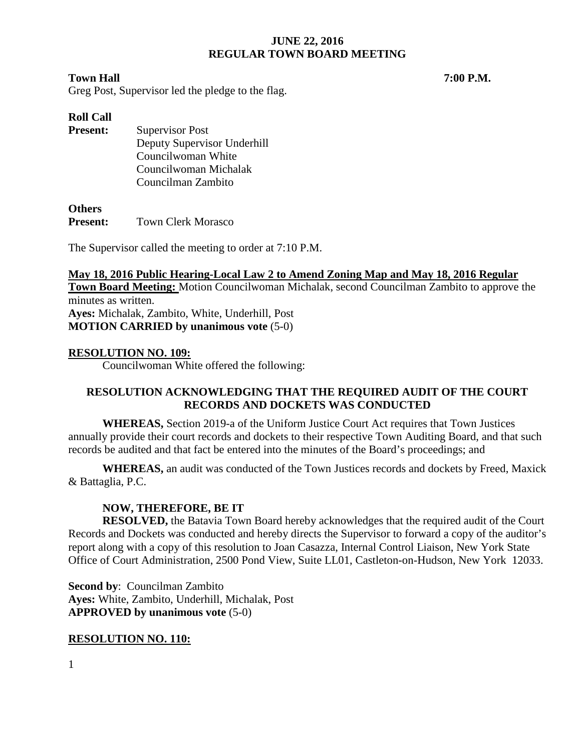**JUNE 22, 2016**
**REGULAR TOWN BOARD MEETING**

**Town Hall** **7:00 P.M.**

Greg Post, Supervisor led the pledge to the flag.

**Roll Call**

**Present:** Supervisor Post
Deputy Supervisor Underhill
Councilwoman White
Councilwoman Michalak
Councilman Zambito

**Others**
**Present:** Town Clerk Morasco

The Supervisor called the meeting to order at 7:10 P.M.

**May 18, 2016 Public Hearing-Local Law 2 to Amend Zoning Map and May 18, 2016 Regular Town Board Meeting:** Motion Councilwoman Michalak, second Councilman Zambito to approve the minutes as written.
**Ayes:** Michalak, Zambito, White, Underhill, Post
**MOTION CARRIED by unanimous vote** (5-0)

**RESOLUTION NO. 109:**

Councilwoman White offered the following:

**RESOLUTION ACKNOWLEDGING THAT THE REQUIRED AUDIT OF THE COURT RECORDS AND DOCKETS WAS CONDUCTED**

**WHEREAS,** Section 2019-a of the Uniform Justice Court Act requires that Town Justices annually provide their court records and dockets to their respective Town Auditing Board, and that such records be audited and that fact be entered into the minutes of the Board's proceedings; and

**WHEREAS,** an audit was conducted of the Town Justices records and dockets by Freed, Maxick & Battaglia, P.C.

**NOW, THEREFORE, BE IT**

**RESOLVED,** the Batavia Town Board hereby acknowledges that the required audit of the Court Records and Dockets was conducted and hereby directs the Supervisor to forward a copy of the auditor's report along with a copy of this resolution to Joan Casazza, Internal Control Liaison, New York State Office of Court Administration, 2500 Pond View, Suite LL01, Castleton-on-Hudson, New York 12033.

**Second by**: Councilman Zambito
**Ayes:** White, Zambito, Underhill, Michalak, Post
**APPROVED by unanimous vote** (5-0)

**RESOLUTION NO. 110:**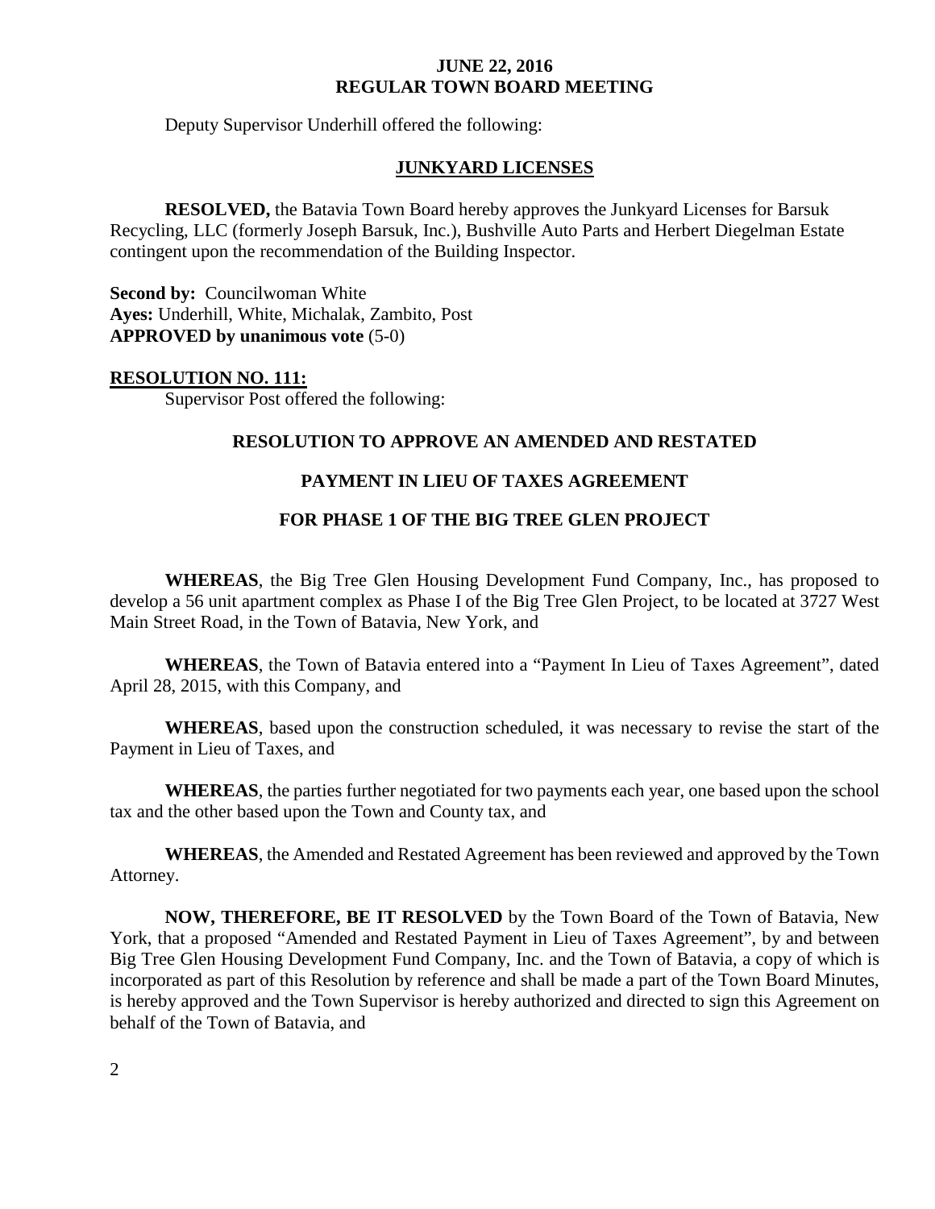Deputy Supervisor Underhill offered the following:

## JUNKYARD LICENSES

**RESOLVED,** the Batavia Town Board hereby approves the Junkyard Licenses for Barsuk Recycling, LLC (formerly Joseph Barsuk, Inc.), Bushville Auto Parts and Herbert Diegelman Estate contingent upon the recommendation of the Building Inspector.

**Second by:** Councilwoman White
**Ayes:** Underhill, White, Michalak, Zambito, Post
**APPROVED by unanimous vote** (5-0)

**RESOLUTION NO. 111:**

Supervisor Post offered the following:

## RESOLUTION TO APPROVE AN AMENDED AND RESTATED

## PAYMENT IN LIEU OF TAXES AGREEMENT

## FOR PHASE 1 OF THE BIG TREE GLEN PROJECT

**WHEREAS**, the Big Tree Glen Housing Development Fund Company, Inc., has proposed to develop a 56 unit apartment complex as Phase I of the Big Tree Glen Project, to be located at 3727 West Main Street Road, in the Town of Batavia, New York, and

**WHEREAS**, the Town of Batavia entered into a "Payment In Lieu of Taxes Agreement", dated April 28, 2015, with this Company, and

**WHEREAS**, based upon the construction scheduled, it was necessary to revise the start of the Payment in Lieu of Taxes, and

**WHEREAS**, the parties further negotiated for two payments each year, one based upon the school tax and the other based upon the Town and County tax, and

**WHEREAS**, the Amended and Restated Agreement has been reviewed and approved by the Town Attorney.

**NOW, THEREFORE, BE IT RESOLVED** by the Town Board of the Town of Batavia, New York, that a proposed "Amended and Restated Payment in Lieu of Taxes Agreement", by and between Big Tree Glen Housing Development Fund Company, Inc. and the Town of Batavia, a copy of which is incorporated as part of this Resolution by reference and shall be made a part of the Town Board Minutes, is hereby approved and the Town Supervisor is hereby authorized and directed to sign this Agreement on behalf of the Town of Batavia, and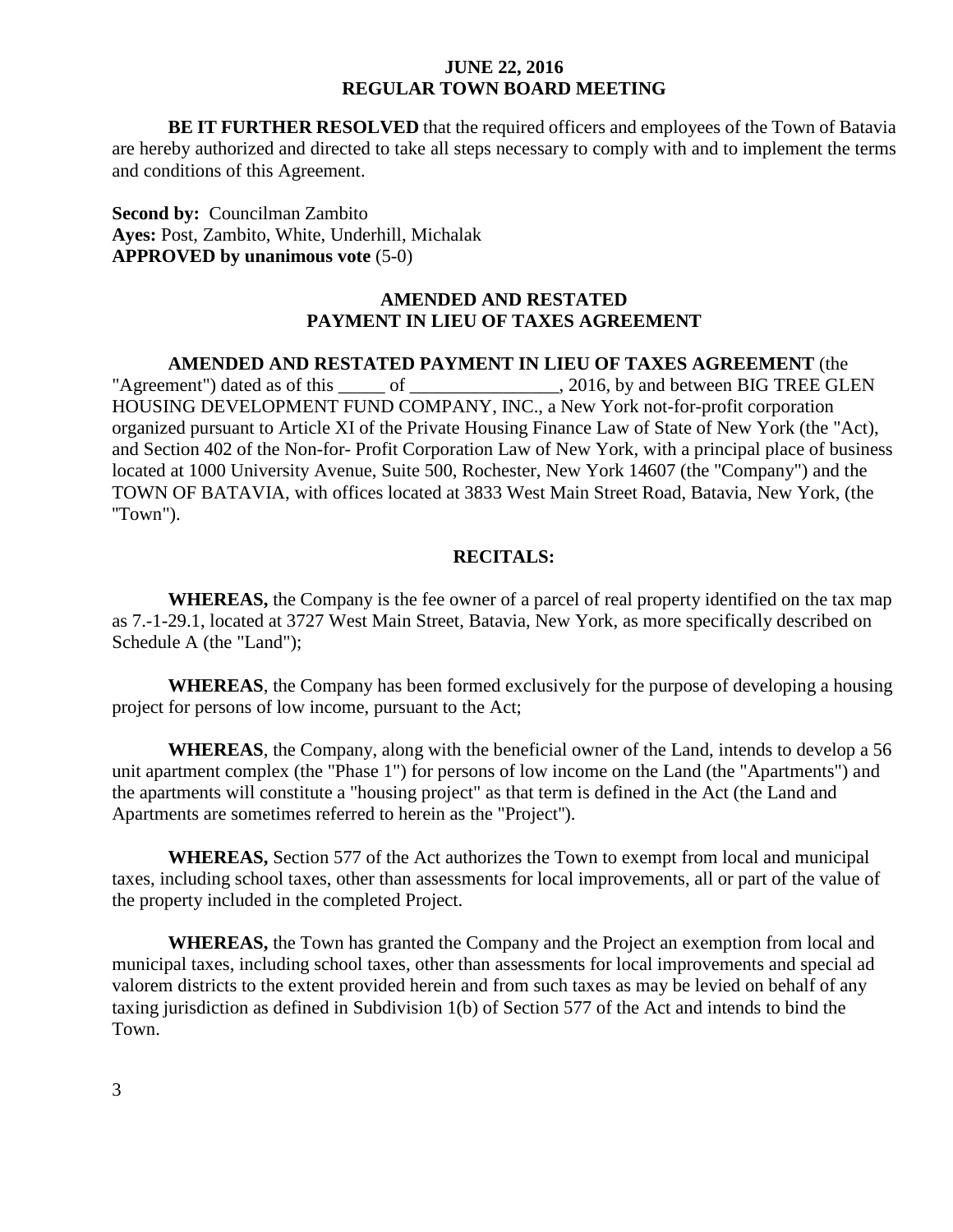**BE IT FURTHER RESOLVED** that the required officers and employees of the Town of Batavia are hereby authorized and directed to take all steps necessary to comply with and to implement the terms and conditions of this Agreement.

**Second by:** Councilman Zambito
**Ayes:** Post, Zambito, White, Underhill, Michalak
**APPROVED by unanimous vote** (5-0)

## AMENDED AND RESTATED PAYMENT IN LIEU OF TAXES AGREEMENT

**AMENDED AND RESTATED PAYMENT IN LIEU OF TAXES AGREEMENT** (the "Agreement") dated as of this _____ of ________________, 2016, by and between BIG TREE GLEN HOUSING DEVELOPMENT FUND COMPANY, INC., a New York not-for-profit corporation organized pursuant to Article XI of the Private Housing Finance Law of State of New York (the "Act), and Section 402 of the Non-for- Profit Corporation Law of New York, with a principal place of business located at 1000 University Avenue, Suite 500, Rochester, New York 14607 (the "Company") and the TOWN OF BATAVIA, with offices located at 3833 West Main Street Road, Batavia, New York, (the "Town").

### RECITALS:

**WHEREAS,** the Company is the fee owner of a parcel of real property identified on the tax map as 7.-1-29.1, located at 3727 West Main Street, Batavia, New York, as more specifically described on Schedule A (the "Land");

**WHEREAS**, the Company has been formed exclusively for the purpose of developing a housing project for persons of low income, pursuant to the Act;

**WHEREAS**, the Company, along with the beneficial owner of the Land, intends to develop a 56 unit apartment complex (the "Phase 1") for persons of low income on the Land (the "Apartments") and the apartments will constitute a "housing project" as that term is defined in the Act (the Land and Apartments are sometimes referred to herein as the "Project").

**WHEREAS,** Section 577 of the Act authorizes the Town to exempt from local and municipal taxes, including school taxes, other than assessments for local improvements, all or part of the value of the property included in the completed Project.

**WHEREAS,** the Town has granted the Company and the Project an exemption from local and municipal taxes, including school taxes, other than assessments for local improvements and special ad valorem districts to the extent provided herein and from such taxes as may be levied on behalf of any taxing jurisdiction as defined in Subdivision 1(b) of Section 577 of the Act and intends to bind the Town.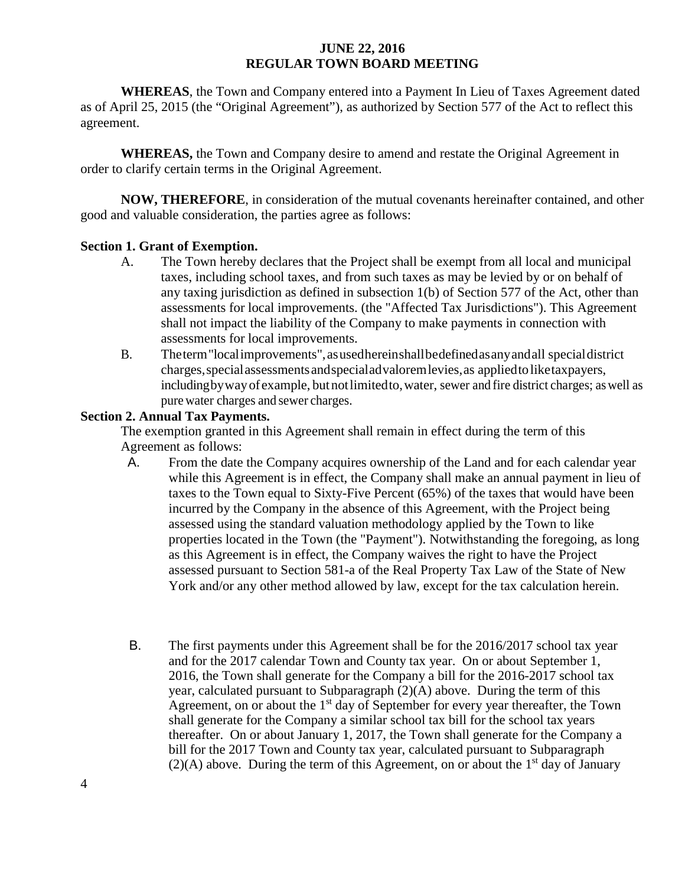**WHEREAS**, the Town and Company entered into a Payment In Lieu of Taxes Agreement dated as of April 25, 2015 (the "Original Agreement"), as authorized by Section 577 of the Act to reflect this agreement.

**WHEREAS,** the Town and Company desire to amend and restate the Original Agreement in order to clarify certain terms in the Original Agreement.

**NOW, THEREFORE**, in consideration of the mutual covenants hereinafter contained, and other good and valuable consideration, the parties agree as follows:

**Section 1. Grant of Exemption.**

A. The Town hereby declares that the Project shall be exempt from all local and municipal taxes, including school taxes, and from such taxes as may be levied by or on behalf of any taxing jurisdiction as defined in subsection 1(b) of Section 577 of the Act, other than assessments for local improvements. (the "Affected Tax Jurisdictions"). This Agreement shall not impact the liability of the Company to make payments in connection with assessments for local improvements.

B. The term "local improvements", as used herein shall be defined as any and all special district charges, special assessments and special ad valorem levies, as applied to like taxpayers, including by way of example, but not limited to, water, sewer and fire district charges; as well as pure water charges and sewer charges.

**Section 2. Annual Tax Payments.**

The exemption granted in this Agreement shall remain in effect during the term of this Agreement as follows:

A. From the date the Company acquires ownership of the Land and for each calendar year while this Agreement is in effect, the Company shall make an annual payment in lieu of taxes to the Town equal to Sixty-Five Percent (65%) of the taxes that would have been incurred by the Company in the absence of this Agreement, with the Project being assessed using the standard valuation methodology applied by the Town to like properties located in the Town (the "Payment"). Notwithstanding the foregoing, as long as this Agreement is in effect, the Company waives the right to have the Project assessed pursuant to Section 581-a of the Real Property Tax Law of the State of New York and/or any other method allowed by law, except for the tax calculation herein.

B. The first payments under this Agreement shall be for the 2016/2017 school tax year and for the 2017 calendar Town and County tax year. On or about September 1, 2016, the Town shall generate for the Company a bill for the 2016-2017 school tax year, calculated pursuant to Subparagraph (2)(A) above. During the term of this Agreement, on or about the 1st day of September for every year thereafter, the Town shall generate for the Company a similar school tax bill for the school tax years thereafter. On or about January 1, 2017, the Town shall generate for the Company a bill for the 2017 Town and County tax year, calculated pursuant to Subparagraph (2)(A) above. During the term of this Agreement, on or about the 1st day of January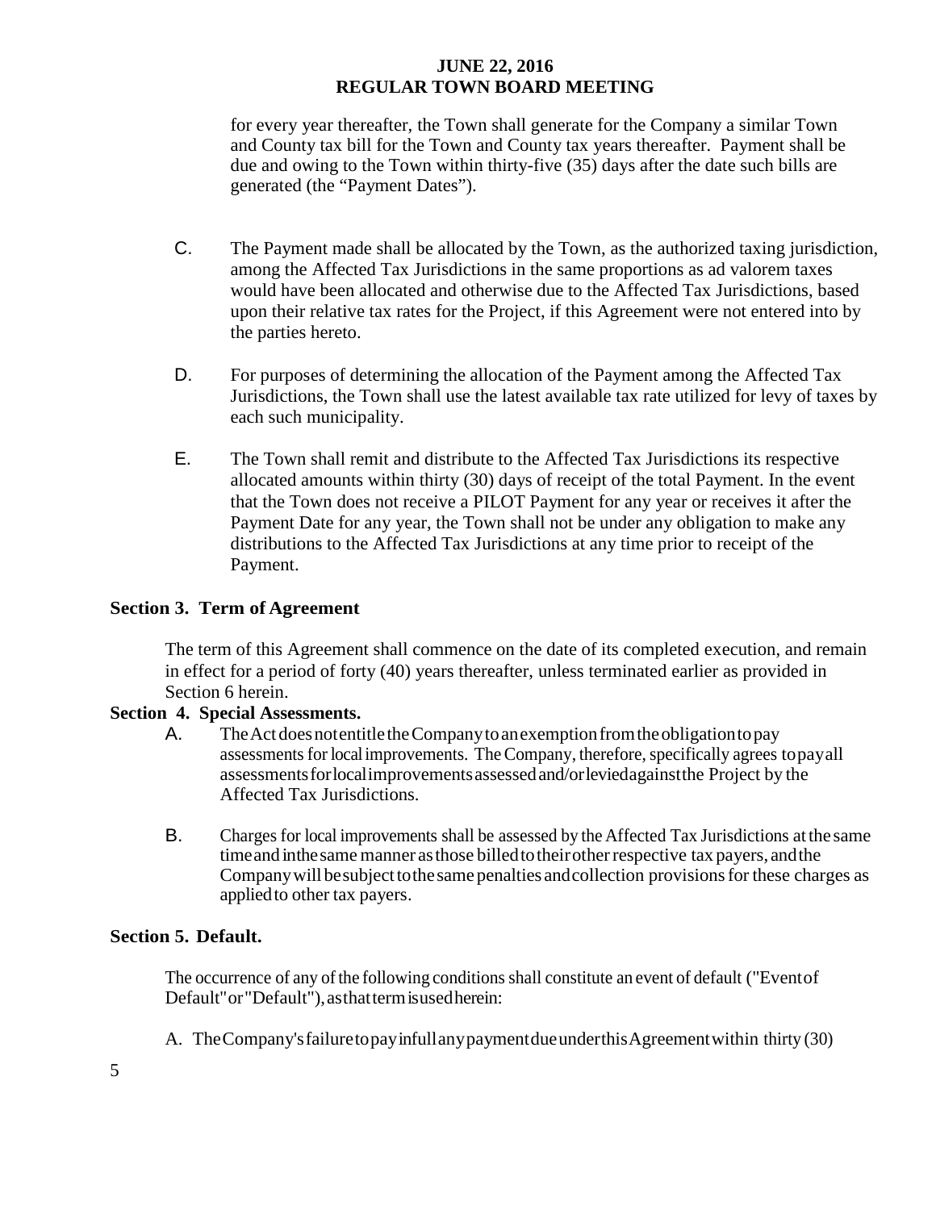for every year thereafter, the Town shall generate for the Company a similar Town and County tax bill for the Town and County tax years thereafter. Payment shall be due and owing to the Town within thirty-five (35) days after the date such bills are generated (the "Payment Dates").

C. The Payment made shall be allocated by the Town, as the authorized taxing jurisdiction, among the Affected Tax Jurisdictions in the same proportions as ad valorem taxes would have been allocated and otherwise due to the Affected Tax Jurisdictions, based upon their relative tax rates for the Project, if this Agreement were not entered into by the parties hereto.

D. For purposes of determining the allocation of the Payment among the Affected Tax Jurisdictions, the Town shall use the latest available tax rate utilized for levy of taxes by each such municipality.

E. The Town shall remit and distribute to the Affected Tax Jurisdictions its respective allocated amounts within thirty (30) days of receipt of the total Payment. In the event that the Town does not receive a PILOT Payment for any year or receives it after the Payment Date for any year, the Town shall not be under any obligation to make any distributions to the Affected Tax Jurisdictions at any time prior to receipt of the Payment.

**Section 3. Term of Agreement**

The term of this Agreement shall commence on the date of its completed execution, and remain in effect for a period of forty (40) years thereafter, unless terminated earlier as provided in Section 6 herein.

**Section 4. Special Assessments.**

A. The Act does not entitle the Company to an exemption from the obligation to pay assessments for local improvements. The Company, therefore, specifically agrees to pay all assessments for local improvements assessed and/or levied against the Project by the Affected Tax Jurisdictions.

B. Charges for local improvements shall be assessed by the Affected Tax Jurisdictions at the same time and in the same manner as those billed to their other respective tax payers, and the Company will be subject to the same penalties and collection provisions for these charges as applied to other tax payers.

**Section 5. Default.**

The occurrence of any of the following conditions shall constitute an event of default ("Event of Default" or "Default"), as that term is used herein:

A. The Company's failure to pay in full any payment due under this Agreement within thirty (30)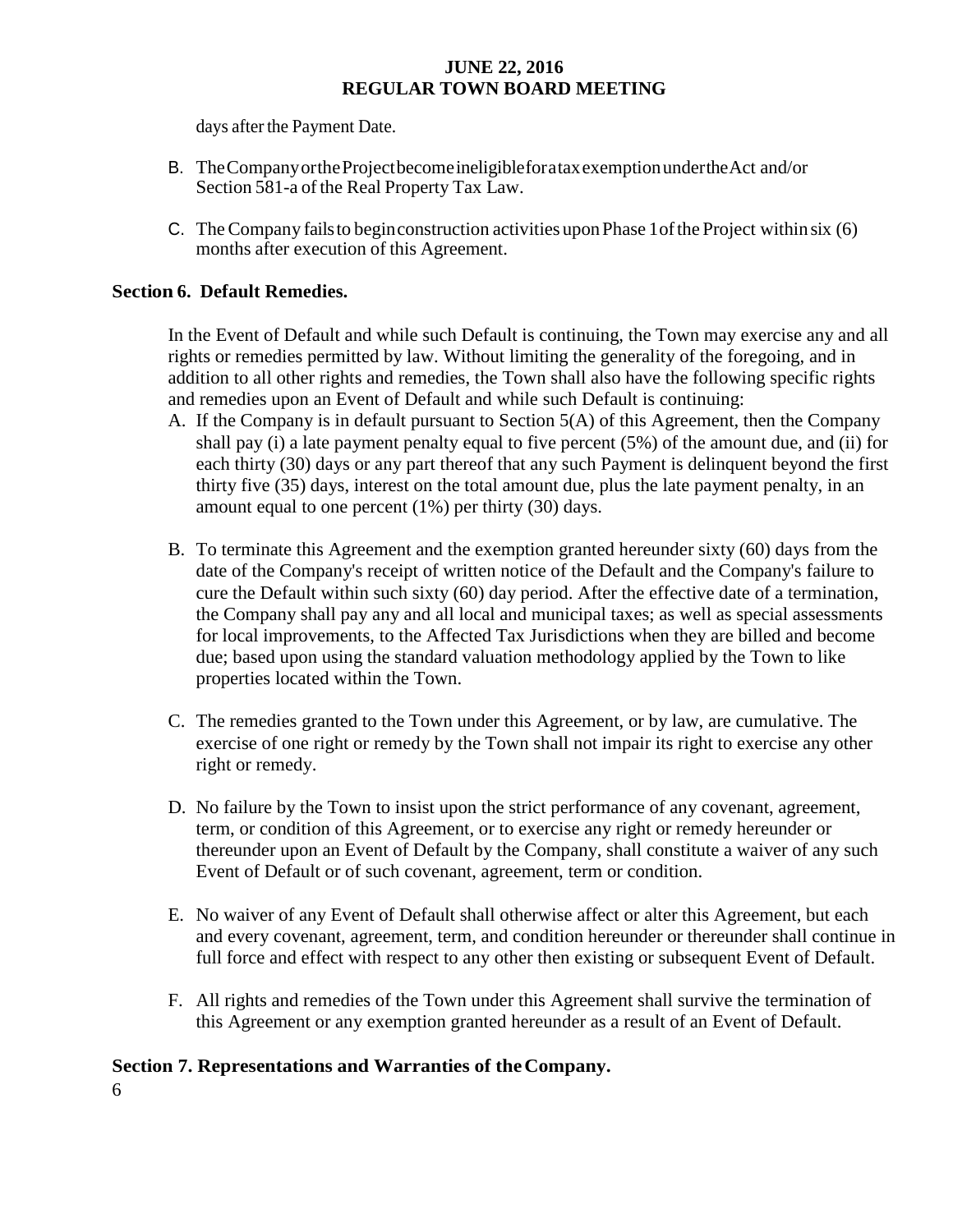days after the Payment Date.

B. The Company or the Project become ineligible for a tax exemption under the Act and/or Section 581-a of the Real Property Tax Law.

C. The Company fails to begin construction activities upon Phase 1 of the Project within six (6) months after execution of this Agreement.

**Section 6. Default Remedies.**

In the Event of Default and while such Default is continuing, the Town may exercise any and all rights or remedies permitted by law. Without limiting the generality of the foregoing, and in addition to all other rights and remedies, the Town shall also have the following specific rights and remedies upon an Event of Default and while such Default is continuing:

A. If the Company is in default pursuant to Section 5(A) of this Agreement, then the Company shall pay (i) a late payment penalty equal to five percent (5%) of the amount due, and (ii) for each thirty (30) days or any part thereof that any such Payment is delinquent beyond the first thirty five (35) days, interest on the total amount due, plus the late payment penalty, in an amount equal to one percent (1%) per thirty (30) days.

B. To terminate this Agreement and the exemption granted hereunder sixty (60) days from the date of the Company's receipt of written notice of the Default and the Company's failure to cure the Default within such sixty (60) day period. After the effective date of a termination, the Company shall pay any and all local and municipal taxes; as well as special assessments for local improvements, to the Affected Tax Jurisdictions when they are billed and become due; based upon using the standard valuation methodology applied by the Town to like properties located within the Town.

C. The remedies granted to the Town under this Agreement, or by law, are cumulative. The exercise of one right or remedy by the Town shall not impair its right to exercise any other right or remedy.

D. No failure by the Town to insist upon the strict performance of any covenant, agreement, term, or condition of this Agreement, or to exercise any right or remedy hereunder or thereunder upon an Event of Default by the Company, shall constitute a waiver of any such Event of Default or of such covenant, agreement, term or condition.

E. No waiver of any Event of Default shall otherwise affect or alter this Agreement, but each and every covenant, agreement, term, and condition hereunder or thereunder shall continue in full force and effect with respect to any other then existing or subsequent Event of Default.

F. All rights and remedies of the Town under this Agreement shall survive the termination of this Agreement or any exemption granted hereunder as a result of an Event of Default.

**Section 7. Representations and Warranties of the Company.**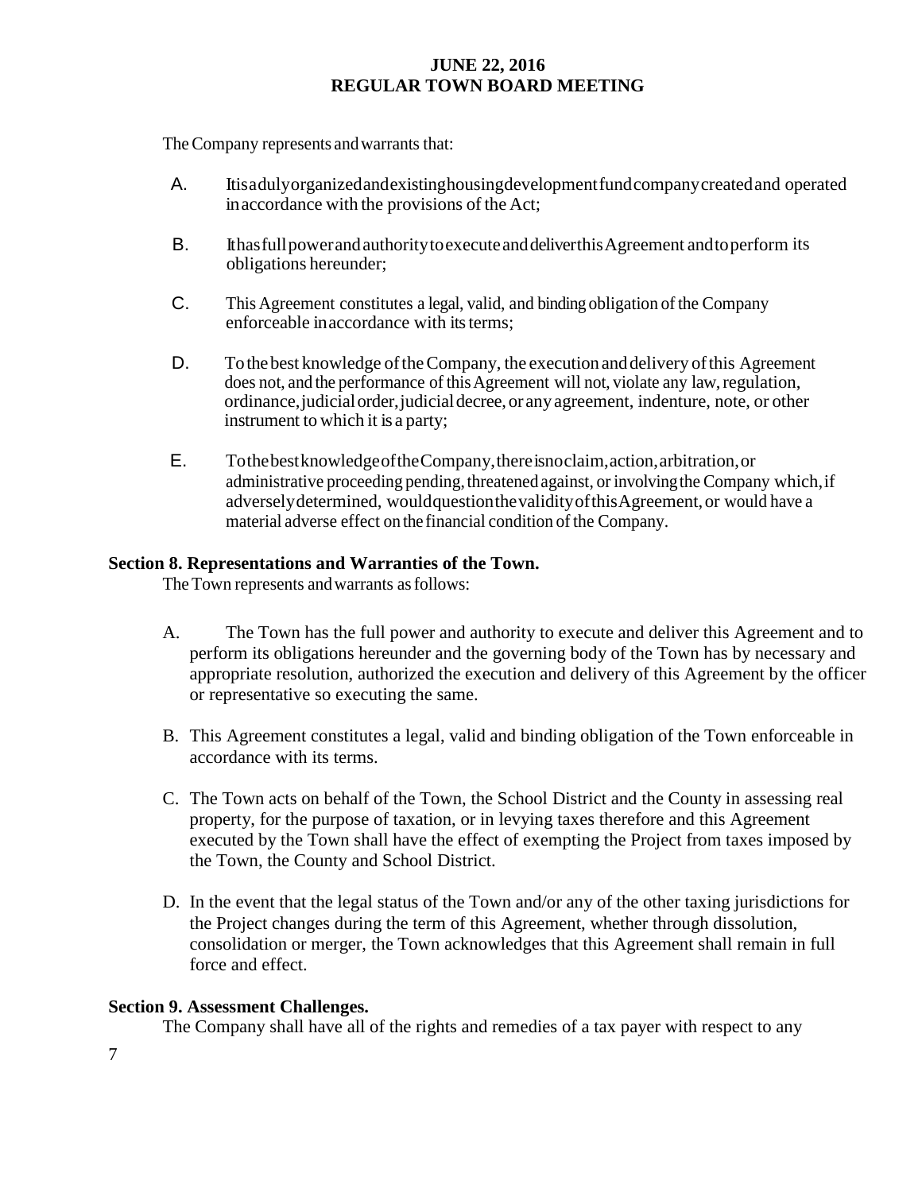The Company represents and warrants that:

A. It is a duly organized and existing housing development fund company created and operated in accordance with the provisions of the Act;

B. It has full power and authority to execute and deliver this Agreement and to perform its obligations hereunder;

C. This Agreement constitutes a legal, valid, and binding obligation of the Company enforceable in accordance with its terms;

D. To the best knowledge of the Company, the execution and delivery of this Agreement does not, and the performance of this Agreement will not, violate any law, regulation, ordinance, judicial order, judicial decree, or any agreement, indenture, note, or other instrument to which it is a party;

E. To the best knowledge of the Company, there is no claim, action, arbitration, or administrative proceeding pending, threatened against, or involving the Company which, if adversely determined, would question the validity of this Agreement, or would have a material adverse effect on the financial condition of the Company.

**Section 8. Representations and Warranties of the Town.**

The Town represents and warrants as follows:

A. The Town has the full power and authority to execute and deliver this Agreement and to perform its obligations hereunder and the governing body of the Town has by necessary and appropriate resolution, authorized the execution and delivery of this Agreement by the officer or representative so executing the same.

B. This Agreement constitutes a legal, valid and binding obligation of the Town enforceable in accordance with its terms.

C. The Town acts on behalf of the Town, the School District and the County in assessing real property, for the purpose of taxation, or in levying taxes therefore and this Agreement executed by the Town shall have the effect of exempting the Project from taxes imposed by the Town, the County and School District.

D. In the event that the legal status of the Town and/or any of the other taxing jurisdictions for the Project changes during the term of this Agreement, whether through dissolution, consolidation or merger, the Town acknowledges that this Agreement shall remain in full force and effect.

**Section 9. Assessment Challenges.**

The Company shall have all of the rights and remedies of a tax payer with respect to any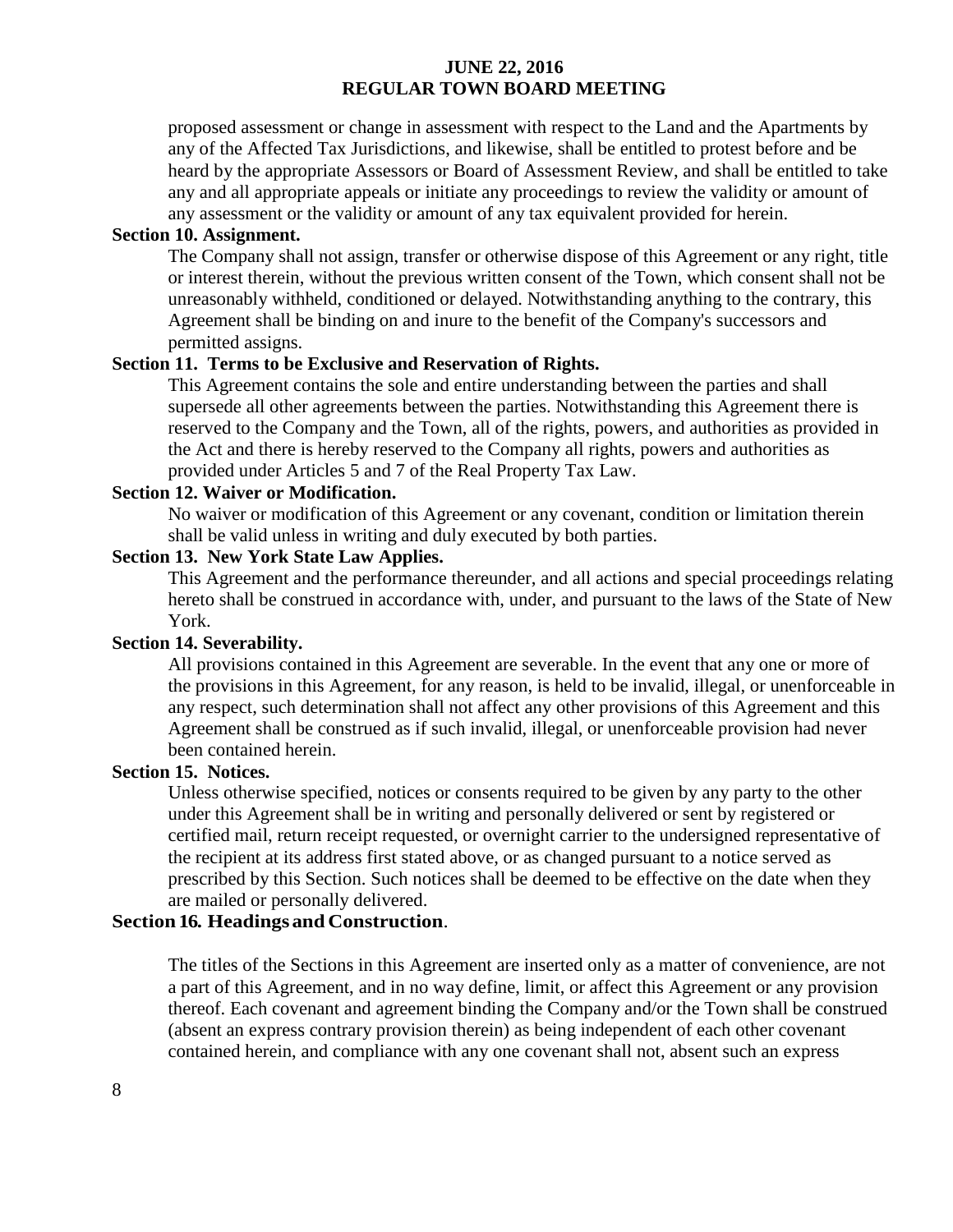proposed assessment or change in assessment with respect to the Land and the Apartments by any of the Affected Tax Jurisdictions, and likewise, shall be entitled to protest before and be heard by the appropriate Assessors or Board of Assessment Review, and shall be entitled to take any and all appropriate appeals or initiate any proceedings to review the validity or amount of any assessment or the validity or amount of any tax equivalent provided for herein.

**Section 10. Assignment.**

The Company shall not assign, transfer or otherwise dispose of this Agreement or any right, title or interest therein, without the previous written consent of the Town, which consent shall not be unreasonably withheld, conditioned or delayed. Notwithstanding anything to the contrary, this Agreement shall be binding on and inure to the benefit of the Company's successors and permitted assigns.

**Section 11. Terms to be Exclusive and Reservation of Rights.**

This Agreement contains the sole and entire understanding between the parties and shall supersede all other agreements between the parties. Notwithstanding this Agreement there is reserved to the Company and the Town, all of the rights, powers, and authorities as provided in the Act and there is hereby reserved to the Company all rights, powers and authorities as provided under Articles 5 and 7 of the Real Property Tax Law.

**Section 12. Waiver or Modification.**

No waiver or modification of this Agreement or any covenant, condition or limitation therein shall be valid unless in writing and duly executed by both parties.

**Section 13. New York State Law Applies.**

This Agreement and the performance thereunder, and all actions and special proceedings relating hereto shall be construed in accordance with, under, and pursuant to the laws of the State of New York.

**Section 14. Severability.**

All provisions contained in this Agreement are severable. In the event that any one or more of the provisions in this Agreement, for any reason, is held to be invalid, illegal, or unenforceable in any respect, such determination shall not affect any other provisions of this Agreement and this Agreement shall be construed as if such invalid, illegal, or unenforceable provision had never been contained herein.

**Section 15. Notices.**

Unless otherwise specified, notices or consents required to be given by any party to the other under this Agreement shall be in writing and personally delivered or sent by registered or certified mail, return receipt requested, or overnight carrier to the undersigned representative of the recipient at its address first stated above, or as changed pursuant to a notice served as prescribed by this Section. Such notices shall be deemed to be effective on the date when they are mailed or personally delivered.

**Section 16. Headings and Construction.**

The titles of the Sections in this Agreement are inserted only as a matter of convenience, are not a part of this Agreement, and in no way define, limit, or affect this Agreement or any provision thereof. Each covenant and agreement binding the Company and/or the Town shall be construed (absent an express contrary provision therein) as being independent of each other covenant contained herein, and compliance with any one covenant shall not, absent such an express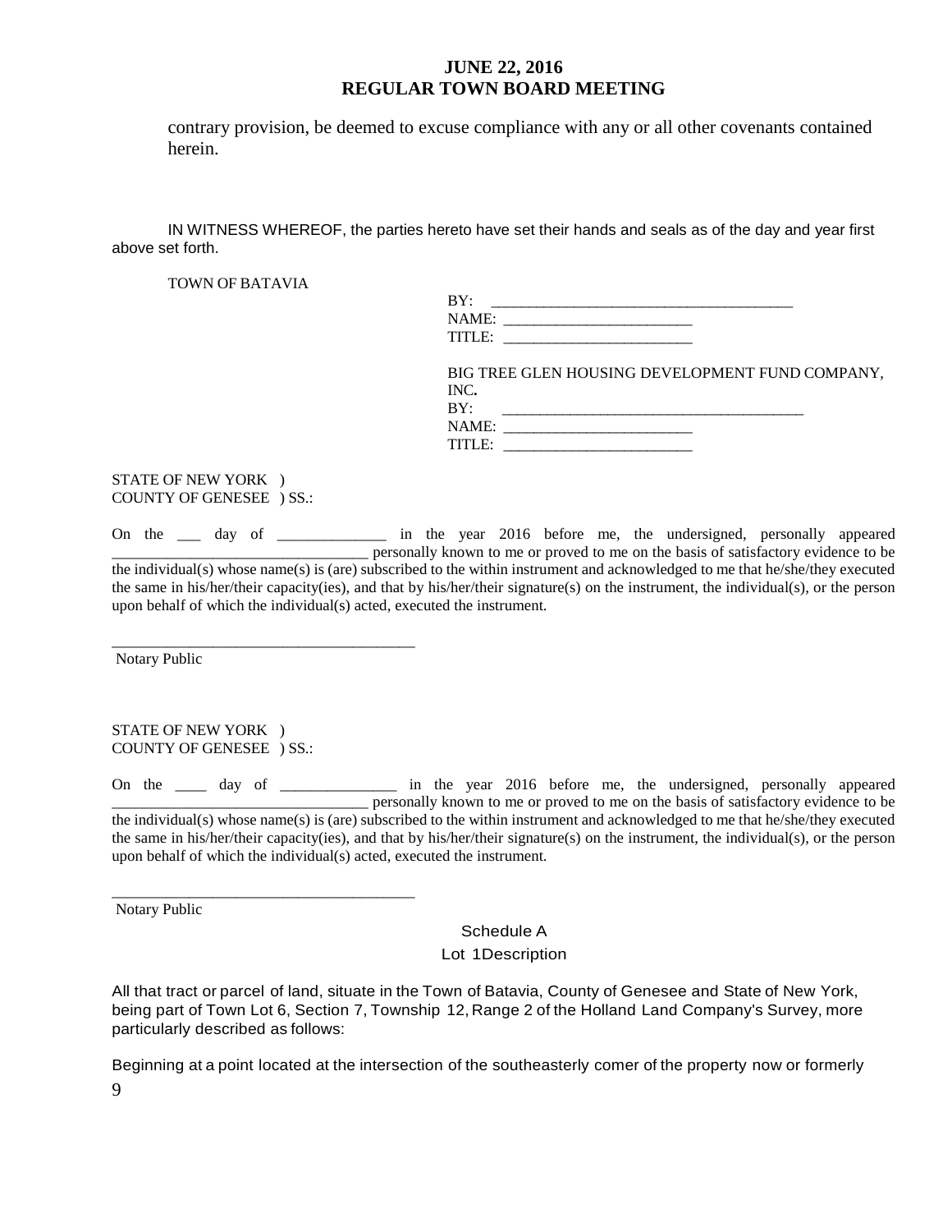contrary provision, be deemed to excuse compliance with any or all other covenants contained herein.

IN WITNESS WHEREOF, the parties hereto have set their hands and seals as of the day and year first above set forth.

TOWN OF BATAVIA

BY: _______________________________________
NAME: _________________________
TITLE: _________________________

BIG TREE GLEN HOUSING DEVELOPMENT FUND COMPANY, INC.
BY: _______________________________________
NAME: _________________________
TITLE: _________________________

STATE OF NEW YORK )
COUNTY OF GENESEE ) SS.:

On the ___ day of ______________ in the year 2016 before me, the undersigned, personally appeared _________________________________ personally known to me or proved to me on the basis of satisfactory evidence to be the individual(s) whose name(s) is (are) subscribed to the within instrument and acknowledged to me that he/she/they executed the same in his/her/their capacity(ies), and that by his/her/their signature(s) on the instrument, the individual(s), or the person upon behalf of which the individual(s) acted, executed the instrument.

_______________________________________
Notary Public

STATE OF NEW YORK )
COUNTY OF GENESEE ) SS.:

On the ____ day of _______________ in the year 2016 before me, the undersigned, personally appeared _________________________________ personally known to me or proved to me on the basis of satisfactory evidence to be the individual(s) whose name(s) is (are) subscribed to the within instrument and acknowledged to me that he/she/they executed the same in his/her/their capacity(ies), and that by his/her/their signature(s) on the instrument, the individual(s), or the person upon behalf of which the individual(s) acted, executed the instrument.

_______________________________________
Notary Public

Schedule A
Lot 1Description

All that tract or parcel of land, situate in the Town of Batavia, County of Genesee and State of New York, being part of Town Lot 6, Section 7, Township 12, Range 2 of the Holland Land Company's Survey, more particularly described as follows:

Beginning at a point located at the intersection of the southeasterly comer of the property now or formerly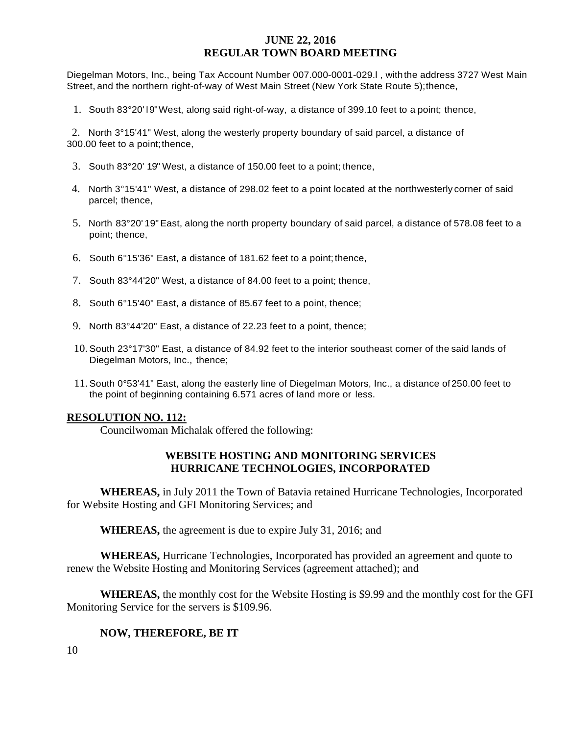Diegelman Motors, Inc., being Tax Account Number 007.000-0001-029.l , with the address 3727 West Main Street, and the northern right-of-way of West Main Street (New York State Route 5); thence,

1. South 83°20'19" West, along said right-of-way, a distance of 399.10 feet to a point; thence,
2. North 3°15'41" West, along the westerly property boundary of said parcel, a distance of 300.00 feet to a point; thence,
3. South 83°20' 19" West, a distance of 150.00 feet to a point; thence,
4. North 3°15'41" West, a distance of 298.02 feet to a point located at the northwesterly corner of said parcel; thence,
5. North 83°20'19" East, along the north property boundary of said parcel, a distance of 578.08 feet to a point; thence,
6. South 6°15'36" East, a distance of 181.62 feet to a point; thence,
7. South 83°44'20" West, a distance of 84.00 feet to a point; thence,
8. South 6°15'40" East, a distance of 85.67 feet to a point, thence;
9. North 83°44'20" East, a distance of 22.23 feet to a point, thence;
10. South 23°17'30" East, a distance of 84.92 feet to the interior southeast comer of the said lands of Diegelman Motors, Inc., thence;
11. South 0°53'41" East, along the easterly line of Diegelman Motors, Inc., a distance of 250.00 feet to the point of beginning containing 6.571 acres of land more or less.

## RESOLUTION NO. 112:

Councilwoman Michalak offered the following:

### WEBSITE HOSTING AND MONITORING SERVICES HURRICANE TECHNOLOGIES, INCORPORATED

**WHEREAS,** in July 2011 the Town of Batavia retained Hurricane Technologies, Incorporated for Website Hosting and GFI Monitoring Services; and

**WHEREAS,** the agreement is due to expire July 31, 2016; and

**WHEREAS,** Hurricane Technologies, Incorporated has provided an agreement and quote to renew the Website Hosting and Monitoring Services (agreement attached); and

**WHEREAS,** the monthly cost for the Website Hosting is $9.99 and the monthly cost for the GFI Monitoring Service for the servers is $109.96.

**NOW, THEREFORE, BE IT**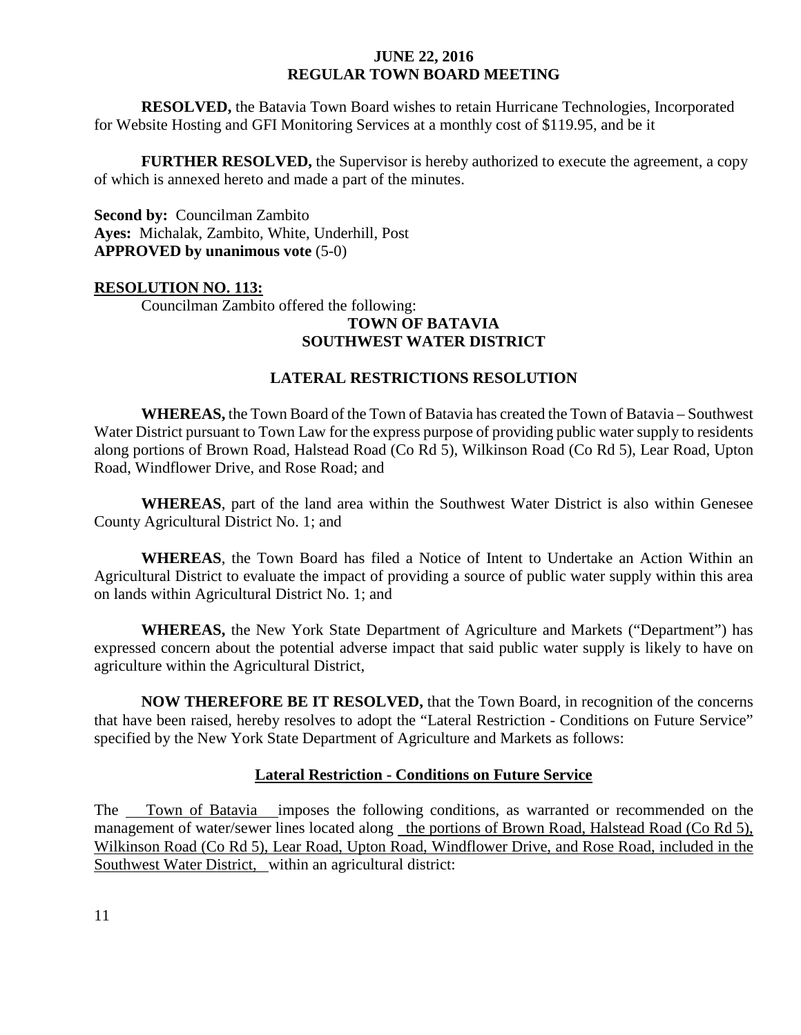**RESOLVED,** the Batavia Town Board wishes to retain Hurricane Technologies, Incorporated for Website Hosting and GFI Monitoring Services at a monthly cost of $119.95, and be it

**FURTHER RESOLVED,** the Supervisor is hereby authorized to execute the agreement, a copy of which is annexed hereto and made a part of the minutes.

**Second by:** Councilman Zambito
**Ayes:** Michalak, Zambito, White, Underhill, Post
**APPROVED by unanimous vote** (5-0)

**RESOLUTION NO. 113:**

Councilman Zambito offered the following:

**TOWN OF BATAVIA**
**SOUTHWEST WATER DISTRICT**

**LATERAL RESTRICTIONS RESOLUTION**

**WHEREAS,** the Town Board of the Town of Batavia has created the Town of Batavia – Southwest Water District pursuant to Town Law for the express purpose of providing public water supply to residents along portions of Brown Road, Halstead Road (Co Rd 5), Wilkinson Road (Co Rd 5), Lear Road, Upton Road, Windflower Drive, and Rose Road; and

**WHEREAS**, part of the land area within the Southwest Water District is also within Genesee County Agricultural District No. 1; and

**WHEREAS**, the Town Board has filed a Notice of Intent to Undertake an Action Within an Agricultural District to evaluate the impact of providing a source of public water supply within this area on lands within Agricultural District No. 1; and

**WHEREAS,** the New York State Department of Agriculture and Markets ("Department") has expressed concern about the potential adverse impact that said public water supply is likely to have on agriculture within the Agricultural District,

**NOW THEREFORE BE IT RESOLVED,** that the Town Board, in recognition of the concerns that have been raised, hereby resolves to adopt the "Lateral Restriction - Conditions on Future Service" specified by the New York State Department of Agriculture and Markets as follows:

**Lateral Restriction - Conditions on Future Service**

The Town of Batavia imposes the following conditions, as warranted or recommended on the management of water/sewer lines located along the portions of Brown Road, Halstead Road (Co Rd 5), Wilkinson Road (Co Rd 5), Lear Road, Upton Road, Windflower Drive, and Rose Road, included in the Southwest Water District, within an agricultural district: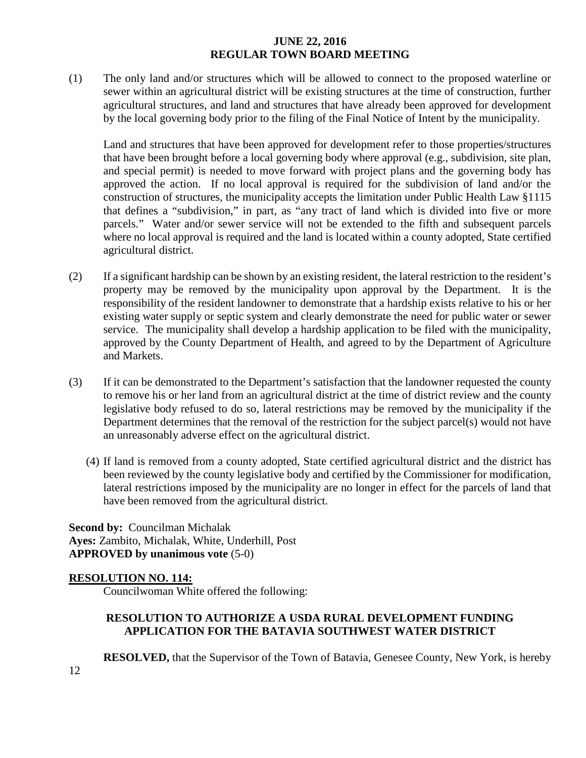(1) The only land and/or structures which will be allowed to connect to the proposed waterline or sewer within an agricultural district will be existing structures at the time of construction, further agricultural structures, and land and structures that have already been approved for development by the local governing body prior to the filing of the Final Notice of Intent by the municipality.

Land and structures that have been approved for development refer to those properties/structures that have been brought before a local governing body where approval (e.g., subdivision, site plan, and special permit) is needed to move forward with project plans and the governing body has approved the action. If no local approval is required for the subdivision of land and/or the construction of structures, the municipality accepts the limitation under Public Health Law §1115 that defines a "subdivision," in part, as "any tract of land which is divided into five or more parcels." Water and/or sewer service will not be extended to the fifth and subsequent parcels where no local approval is required and the land is located within a county adopted, State certified agricultural district.

(2) If a significant hardship can be shown by an existing resident, the lateral restriction to the resident's property may be removed by the municipality upon approval by the Department. It is the responsibility of the resident landowner to demonstrate that a hardship exists relative to his or her existing water supply or septic system and clearly demonstrate the need for public water or sewer service. The municipality shall develop a hardship application to be filed with the municipality, approved by the County Department of Health, and agreed to by the Department of Agriculture and Markets.

(3) If it can be demonstrated to the Department's satisfaction that the landowner requested the county to remove his or her land from an agricultural district at the time of district review and the county legislative body refused to do so, lateral restrictions may be removed by the municipality if the Department determines that the removal of the restriction for the subject parcel(s) would not have an unreasonably adverse effect on the agricultural district.

(4) If land is removed from a county adopted, State certified agricultural district and the district has been reviewed by the county legislative body and certified by the Commissioner for modification, lateral restrictions imposed by the municipality are no longer in effect for the parcels of land that have been removed from the agricultural district.

**Second by:** Councilman Michalak
**Ayes:** Zambito, Michalak, White, Underhill, Post
**APPROVED by unanimous vote** (5-0)

**RESOLUTION NO. 114:**

Councilwoman White offered the following:

**RESOLUTION TO AUTHORIZE A USDA RURAL DEVELOPMENT FUNDING APPLICATION FOR THE BATAVIA SOUTHWEST WATER DISTRICT**

**RESOLVED,** that the Supervisor of the Town of Batavia, Genesee County, New York, is hereby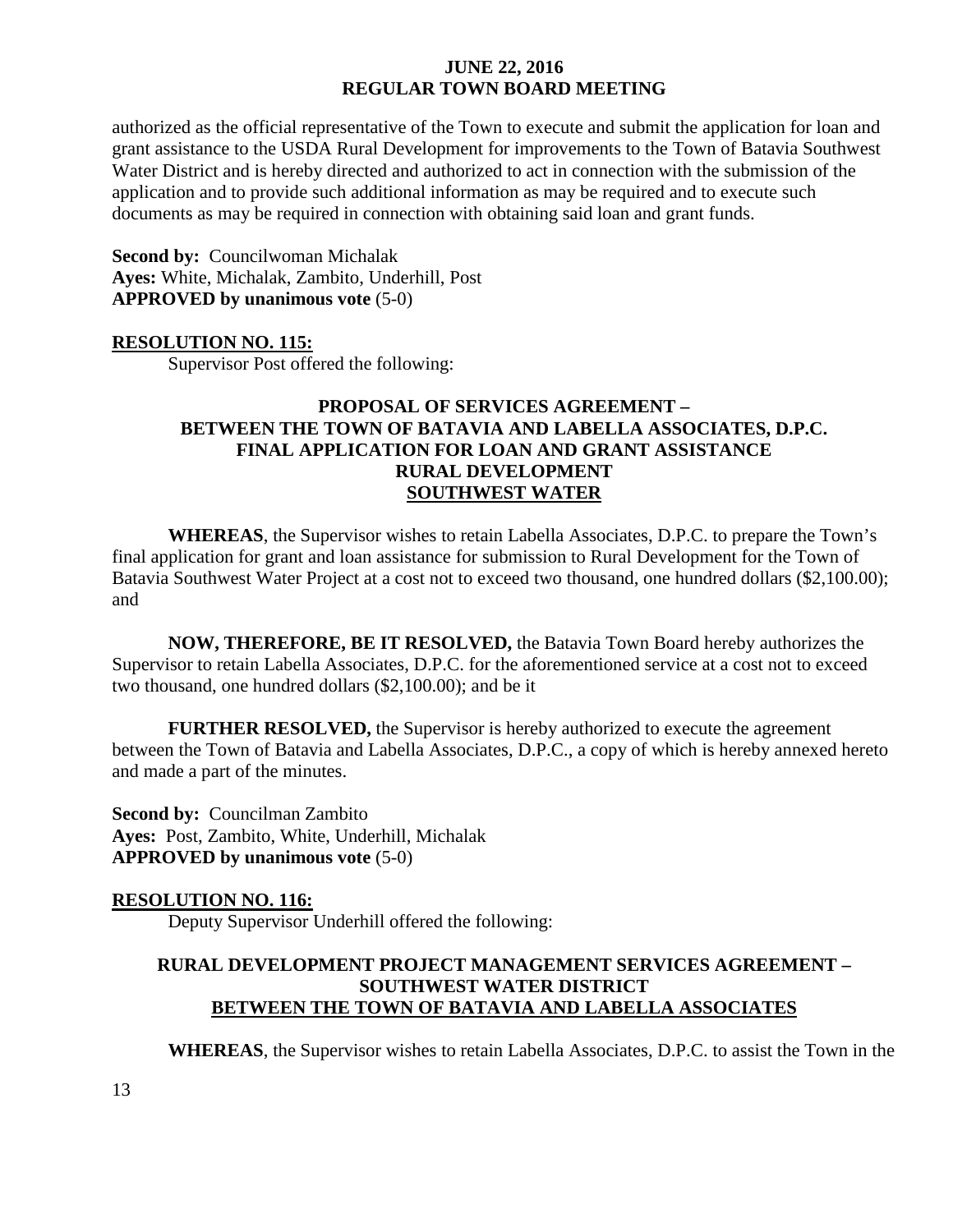authorized as the official representative of the Town to execute and submit the application for loan and grant assistance to the USDA Rural Development for improvements to the Town of Batavia Southwest Water District and is hereby directed and authorized to act in connection with the submission of the application and to provide such additional information as may be required and to execute such documents as may be required in connection with obtaining said loan and grant funds.

**Second by:** Councilwoman Michalak
**Ayes:** White, Michalak, Zambito, Underhill, Post
**APPROVED by unanimous vote** (5-0)

**RESOLUTION NO. 115:**

Supervisor Post offered the following:

**PROPOSAL OF SERVICES AGREEMENT – BETWEEN THE TOWN OF BATAVIA AND LABELLA ASSOCIATES, D.P.C. FINAL APPLICATION FOR LOAN AND GRANT ASSISTANCE RURAL DEVELOPMENT SOUTHWEST WATER**

**WHEREAS**, the Supervisor wishes to retain Labella Associates, D.P.C. to prepare the Town's final application for grant and loan assistance for submission to Rural Development for the Town of Batavia Southwest Water Project at a cost not to exceed two thousand, one hundred dollars ($2,100.00); and

**NOW, THEREFORE, BE IT RESOLVED,** the Batavia Town Board hereby authorizes the Supervisor to retain Labella Associates, D.P.C. for the aforementioned service at a cost not to exceed two thousand, one hundred dollars ($2,100.00); and be it

**FURTHER RESOLVED,** the Supervisor is hereby authorized to execute the agreement between the Town of Batavia and Labella Associates, D.P.C., a copy of which is hereby annexed hereto and made a part of the minutes.

**Second by:** Councilman Zambito
**Ayes:** Post, Zambito, White, Underhill, Michalak
**APPROVED by unanimous vote** (5-0)

**RESOLUTION NO. 116:**

Deputy Supervisor Underhill offered the following:

**RURAL DEVELOPMENT PROJECT MANAGEMENT SERVICES AGREEMENT – SOUTHWEST WATER DISTRICT BETWEEN THE TOWN OF BATAVIA AND LABELLA ASSOCIATES**

**WHEREAS**, the Supervisor wishes to retain Labella Associates, D.P.C. to assist the Town in the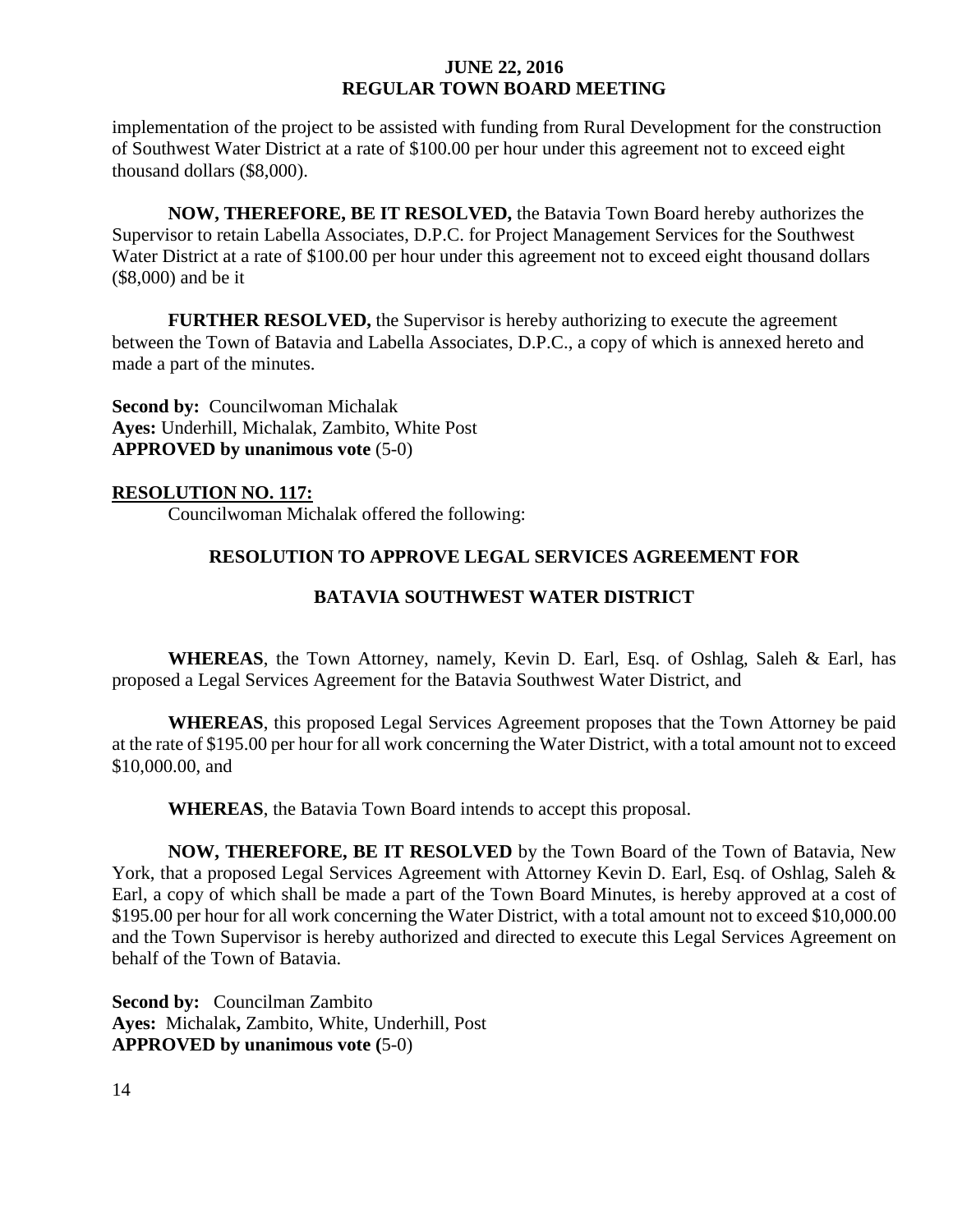implementation of the project to be assisted with funding from Rural Development for the construction of Southwest Water District at a rate of $100.00 per hour under this agreement not to exceed eight thousand dollars ($8,000).

**NOW, THEREFORE, BE IT RESOLVED,** the Batavia Town Board hereby authorizes the Supervisor to retain Labella Associates, D.P.C. for Project Management Services for the Southwest Water District at a rate of $100.00 per hour under this agreement not to exceed eight thousand dollars ($8,000) and be it

**FURTHER RESOLVED,** the Supervisor is hereby authorizing to execute the agreement between the Town of Batavia and Labella Associates, D.P.C., a copy of which is annexed hereto and made a part of the minutes.

**Second by:** Councilwoman Michalak
**Ayes:** Underhill, Michalak, Zambito, White Post
**APPROVED by unanimous vote** (5-0)

**RESOLUTION NO. 117:**

Councilwoman Michalak offered the following:

**RESOLUTION TO APPROVE LEGAL SERVICES AGREEMENT FOR**

**BATAVIA SOUTHWEST WATER DISTRICT**

**WHEREAS**, the Town Attorney, namely, Kevin D. Earl, Esq. of Oshlag, Saleh & Earl, has proposed a Legal Services Agreement for the Batavia Southwest Water District, and

**WHEREAS**, this proposed Legal Services Agreement proposes that the Town Attorney be paid at the rate of $195.00 per hour for all work concerning the Water District, with a total amount not to exceed $10,000.00, and

**WHEREAS**, the Batavia Town Board intends to accept this proposal.

**NOW, THEREFORE, BE IT RESOLVED** by the Town Board of the Town of Batavia, New York, that a proposed Legal Services Agreement with Attorney Kevin D. Earl, Esq. of Oshlag, Saleh & Earl, a copy of which shall be made a part of the Town Board Minutes, is hereby approved at a cost of $195.00 per hour for all work concerning the Water District, with a total amount not to exceed $10,000.00 and the Town Supervisor is hereby authorized and directed to execute this Legal Services Agreement on behalf of the Town of Batavia.

**Second by:** Councilman Zambito
**Ayes:** Michalak**,** Zambito, White, Underhill, Post
**APPROVED by unanimous vote (**5-0)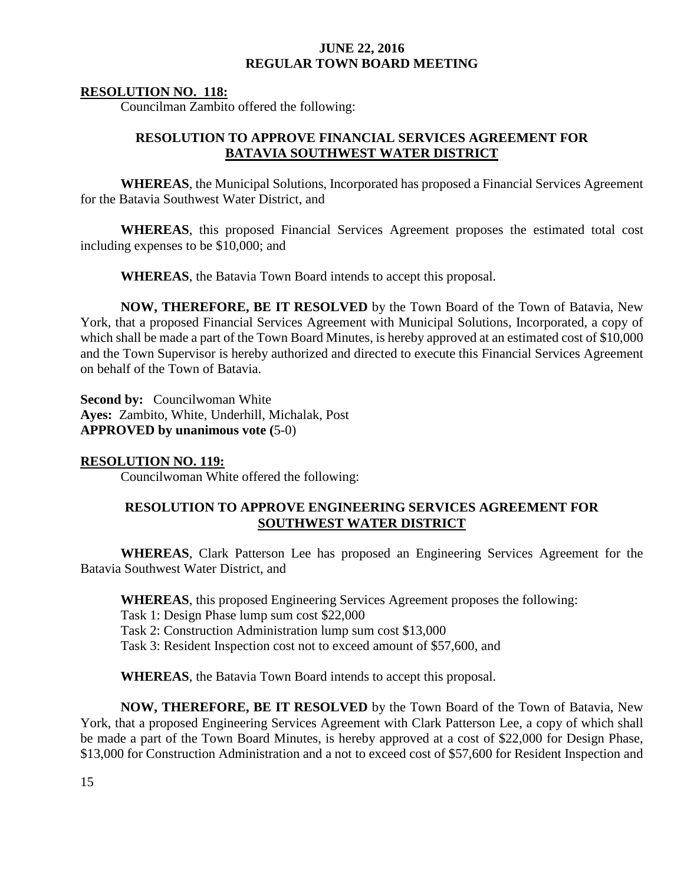**RESOLUTION NO. 118:**

Councilman Zambito offered the following:

**RESOLUTION TO APPROVE FINANCIAL SERVICES AGREEMENT FOR BATAVIA SOUTHWEST WATER DISTRICT**

**WHEREAS**, the Municipal Solutions, Incorporated has proposed a Financial Services Agreement for the Batavia Southwest Water District, and

**WHEREAS**, this proposed Financial Services Agreement proposes the estimated total cost including expenses to be $10,000; and

**WHEREAS**, the Batavia Town Board intends to accept this proposal.

**NOW, THEREFORE, BE IT RESOLVED** by the Town Board of the Town of Batavia, New York, that a proposed Financial Services Agreement with Municipal Solutions, Incorporated, a copy of which shall be made a part of the Town Board Minutes, is hereby approved at an estimated cost of $10,000 and the Town Supervisor is hereby authorized and directed to execute this Financial Services Agreement on behalf of the Town of Batavia.

**Second by:** Councilwoman White
**Ayes:** Zambito, White, Underhill, Michalak, Post
**APPROVED by unanimous vote (**5-0)

**RESOLUTION NO. 119:**

Councilwoman White offered the following:

**RESOLUTION TO APPROVE ENGINEERING SERVICES AGREEMENT FOR SOUTHWEST WATER DISTRICT**

**WHEREAS**, Clark Patterson Lee has proposed an Engineering Services Agreement for the Batavia Southwest Water District, and

**WHEREAS**, this proposed Engineering Services Agreement proposes the following:
Task 1: Design Phase lump sum cost $22,000
Task 2: Construction Administration lump sum cost $13,000
Task 3: Resident Inspection cost not to exceed amount of $57,600, and

**WHEREAS**, the Batavia Town Board intends to accept this proposal.

**NOW, THEREFORE, BE IT RESOLVED** by the Town Board of the Town of Batavia, New York, that a proposed Engineering Services Agreement with Clark Patterson Lee, a copy of which shall be made a part of the Town Board Minutes, is hereby approved at a cost of $22,000 for Design Phase, $13,000 for Construction Administration and a not to exceed cost of $57,600 for Resident Inspection and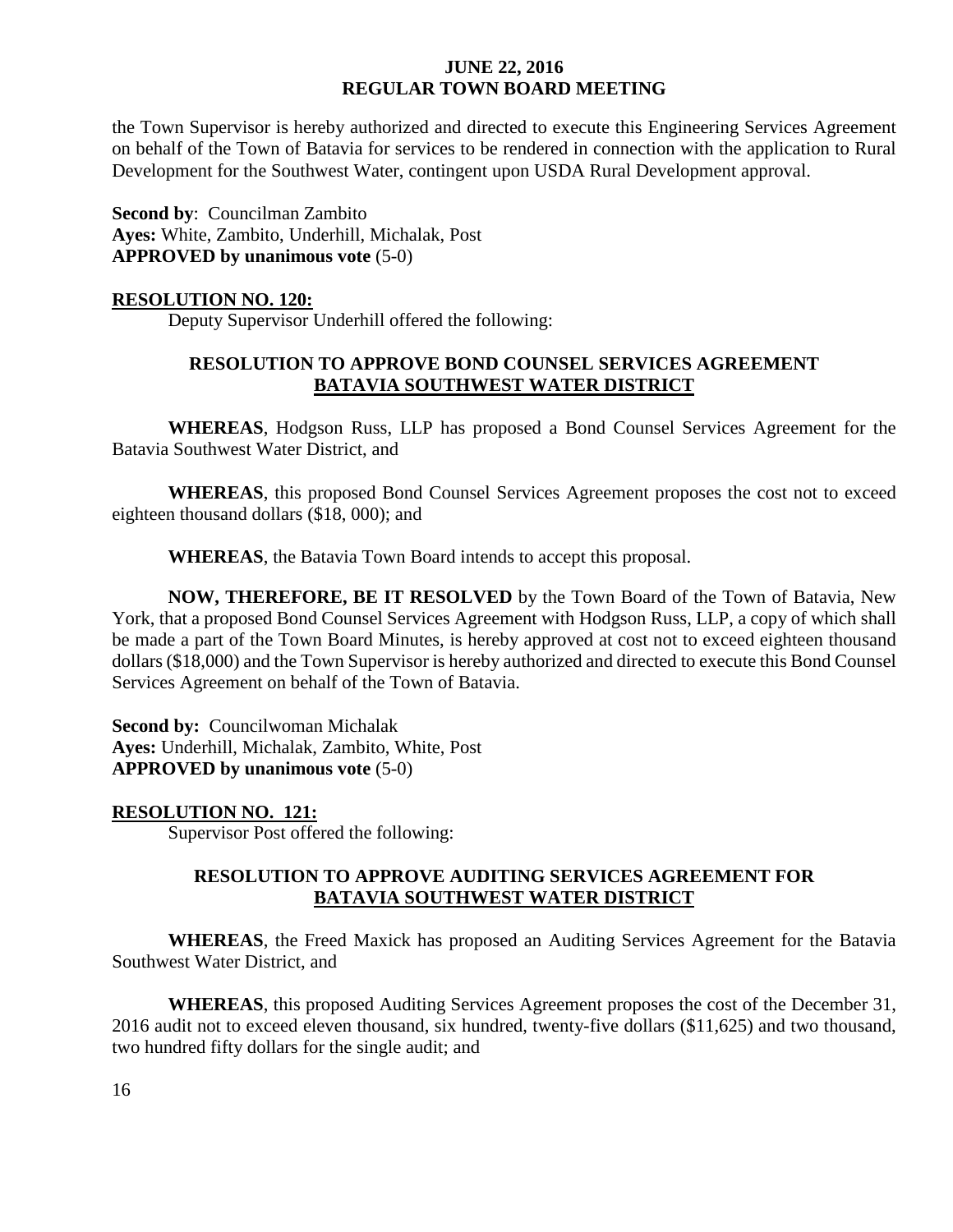the Town Supervisor is hereby authorized and directed to execute this Engineering Services Agreement on behalf of the Town of Batavia for services to be rendered in connection with the application to Rural Development for the Southwest Water, contingent upon USDA Rural Development approval.

**Second by**: Councilman Zambito
**Ayes:** White, Zambito, Underhill, Michalak, Post
**APPROVED by unanimous vote** (5-0)

**RESOLUTION NO. 120:**

Deputy Supervisor Underhill offered the following:

**RESOLUTION TO APPROVE BOND COUNSEL SERVICES AGREEMENT BATAVIA SOUTHWEST WATER DISTRICT**

**WHEREAS**, Hodgson Russ, LLP has proposed a Bond Counsel Services Agreement for the Batavia Southwest Water District, and

**WHEREAS**, this proposed Bond Counsel Services Agreement proposes the cost not to exceed eighteen thousand dollars ($18, 000); and

**WHEREAS**, the Batavia Town Board intends to accept this proposal.

**NOW, THEREFORE, BE IT RESOLVED** by the Town Board of the Town of Batavia, New York, that a proposed Bond Counsel Services Agreement with Hodgson Russ, LLP, a copy of which shall be made a part of the Town Board Minutes, is hereby approved at cost not to exceed eighteen thousand dollars ($18,000) and the Town Supervisor is hereby authorized and directed to execute this Bond Counsel Services Agreement on behalf of the Town of Batavia.

**Second by:** Councilwoman Michalak
**Ayes:** Underhill, Michalak, Zambito, White, Post
**APPROVED by unanimous vote** (5-0)

**RESOLUTION NO. 121:**

Supervisor Post offered the following:

**RESOLUTION TO APPROVE AUDITING SERVICES AGREEMENT FOR BATAVIA SOUTHWEST WATER DISTRICT**

**WHEREAS**, the Freed Maxick has proposed an Auditing Services Agreement for the Batavia Southwest Water District, and

**WHEREAS**, this proposed Auditing Services Agreement proposes the cost of the December 31, 2016 audit not to exceed eleven thousand, six hundred, twenty-five dollars ($11,625) and two thousand, two hundred fifty dollars for the single audit; and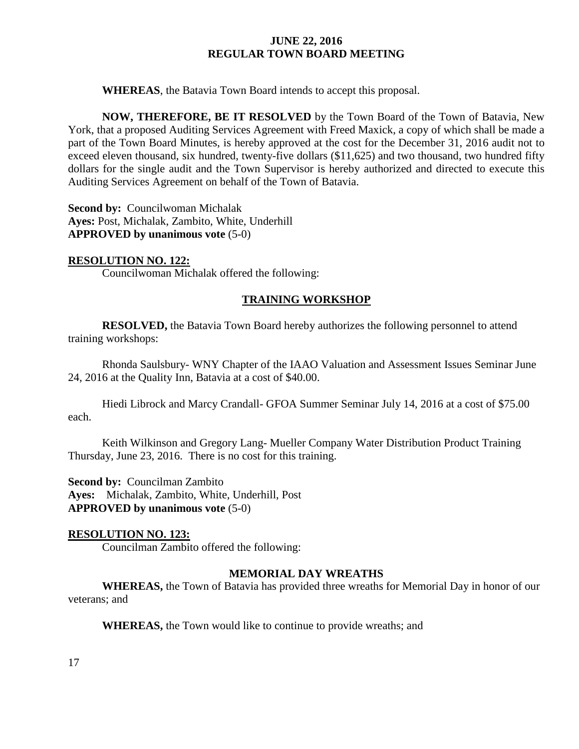**WHEREAS**, the Batavia Town Board intends to accept this proposal.

**NOW, THEREFORE, BE IT RESOLVED** by the Town Board of the Town of Batavia, New York, that a proposed Auditing Services Agreement with Freed Maxick, a copy of which shall be made a part of the Town Board Minutes, is hereby approved at the cost for the December 31, 2016 audit not to exceed eleven thousand, six hundred, twenty-five dollars ($11,625) and two thousand, two hundred fifty dollars for the single audit and the Town Supervisor is hereby authorized and directed to execute this Auditing Services Agreement on behalf of the Town of Batavia.

**Second by:** Councilwoman Michalak
**Ayes:** Post, Michalak, Zambito, White, Underhill
**APPROVED by unanimous vote** (5-0)

**RESOLUTION NO. 122:**

Councilwoman Michalak offered the following:

**TRAINING WORKSHOP**

**RESOLVED,** the Batavia Town Board hereby authorizes the following personnel to attend training workshops:

Rhonda Saulsbury- WNY Chapter of the IAAO Valuation and Assessment Issues Seminar June 24, 2016 at the Quality Inn, Batavia at a cost of $40.00.

Hiedi Librock and Marcy Crandall- GFOA Summer Seminar July 14, 2016 at a cost of $75.00 each.

Keith Wilkinson and Gregory Lang- Mueller Company Water Distribution Product Training Thursday, June 23, 2016. There is no cost for this training.

**Second by:** Councilman Zambito
**Ayes:** Michalak, Zambito, White, Underhill, Post
**APPROVED by unanimous vote** (5-0)

**RESOLUTION NO. 123:**

Councilman Zambito offered the following:

**MEMORIAL DAY WREATHS**

**WHEREAS,** the Town of Batavia has provided three wreaths for Memorial Day in honor of our veterans; and

**WHEREAS,** the Town would like to continue to provide wreaths; and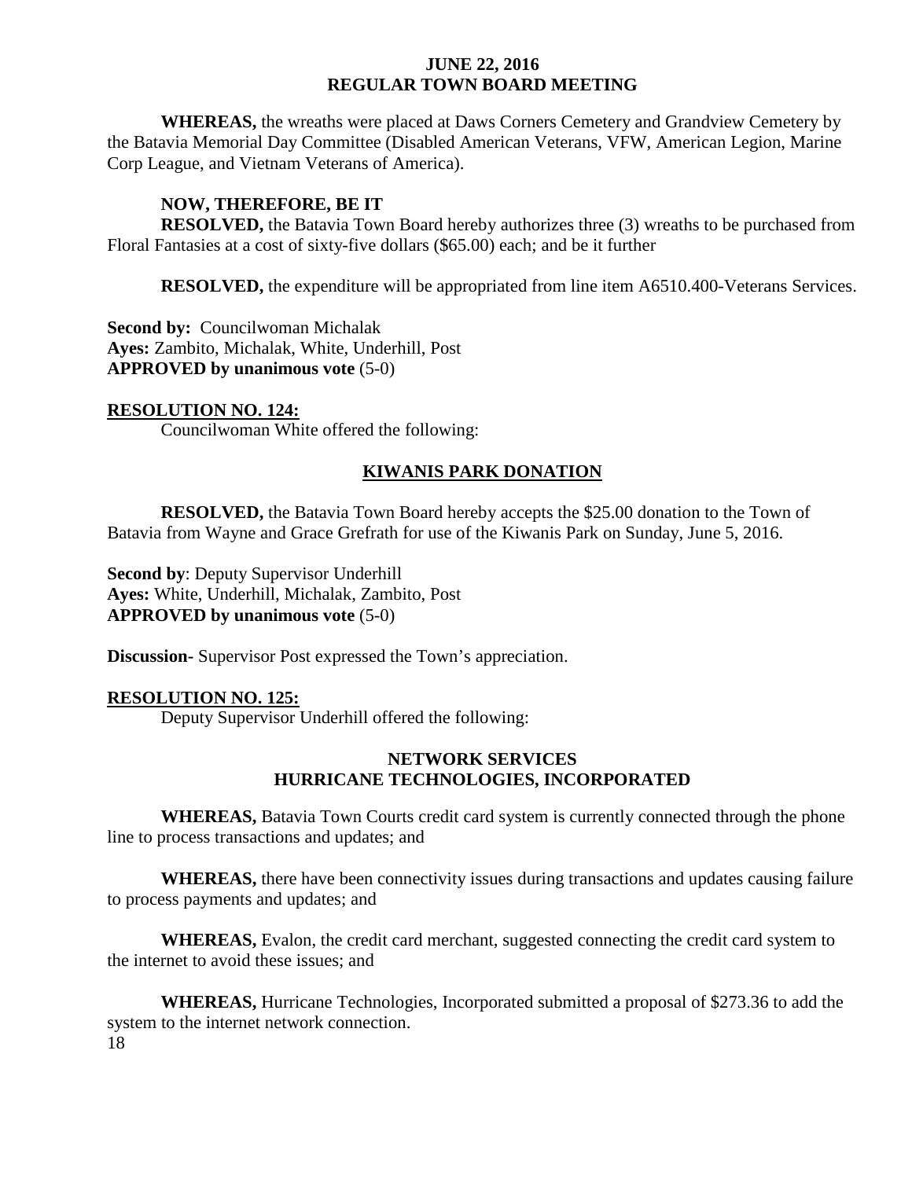**WHEREAS,** the wreaths were placed at Daws Corners Cemetery and Grandview Cemetery by the Batavia Memorial Day Committee (Disabled American Veterans, VFW, American Legion, Marine Corp League, and Vietnam Veterans of America).

**NOW, THEREFORE, BE IT**
**RESOLVED,** the Batavia Town Board hereby authorizes three (3) wreaths to be purchased from Floral Fantasies at a cost of sixty-five dollars ($65.00) each; and be it further

**RESOLVED,** the expenditure will be appropriated from line item A6510.400-Veterans Services.

**Second by:** Councilwoman Michalak
**Ayes:** Zambito, Michalak, White, Underhill, Post
**APPROVED by unanimous vote** (5-0)

**RESOLUTION NO. 124:**

Councilwoman White offered the following:

## KIWANIS PARK DONATION

**RESOLVED,** the Batavia Town Board hereby accepts the $25.00 donation to the Town of Batavia from Wayne and Grace Grefrath for use of the Kiwanis Park on Sunday, June 5, 2016.

**Second by**: Deputy Supervisor Underhill
**Ayes:** White, Underhill, Michalak, Zambito, Post
**APPROVED by unanimous vote** (5-0)

**Discussion-** Supervisor Post expressed the Town's appreciation.

**RESOLUTION NO. 125:**

Deputy Supervisor Underhill offered the following:

## NETWORK SERVICES
## HURRICANE TECHNOLOGIES, INCORPORATED

**WHEREAS,** Batavia Town Courts credit card system is currently connected through the phone line to process transactions and updates; and

**WHEREAS,** there have been connectivity issues during transactions and updates causing failure to process payments and updates; and

**WHEREAS,** Evalon, the credit card merchant, suggested connecting the credit card system to the internet to avoid these issues; and

**WHEREAS,** Hurricane Technologies, Incorporated submitted a proposal of $273.36 to add the system to the internet network connection.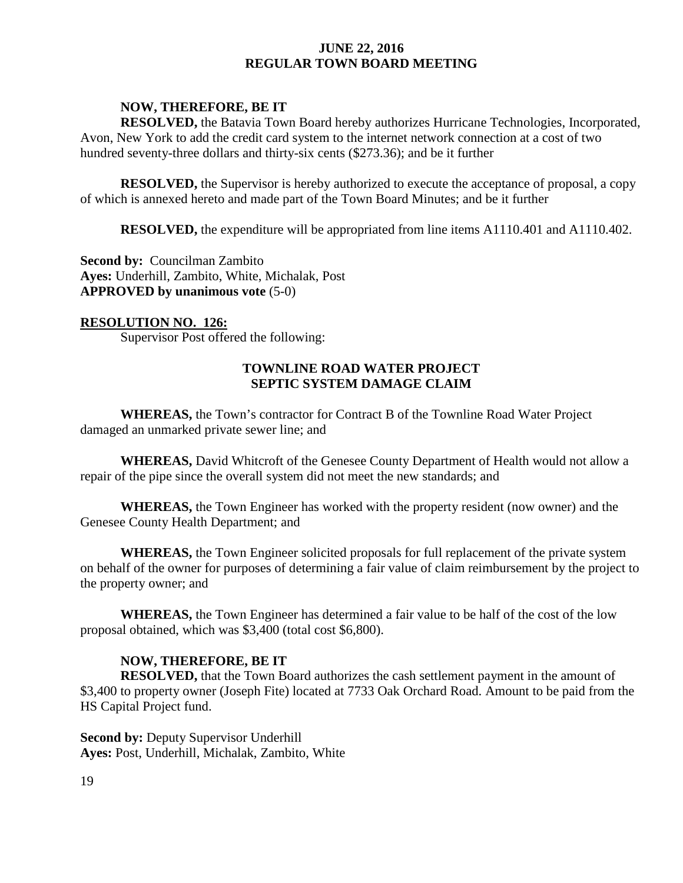**NOW, THEREFORE, BE IT**

**RESOLVED,** the Batavia Town Board hereby authorizes Hurricane Technologies, Incorporated, Avon, New York to add the credit card system to the internet network connection at a cost of two hundred seventy-three dollars and thirty-six cents ($273.36); and be it further

**RESOLVED,** the Supervisor is hereby authorized to execute the acceptance of proposal, a copy of which is annexed hereto and made part of the Town Board Minutes; and be it further

**RESOLVED,** the expenditure will be appropriated from line items A1110.401 and A1110.402.

**Second by:** Councilman Zambito
**Ayes:** Underhill, Zambito, White, Michalak, Post
**APPROVED by unanimous vote** (5-0)

**RESOLUTION NO. 126:**

Supervisor Post offered the following:

**TOWNLINE ROAD WATER PROJECT**
**SEPTIC SYSTEM DAMAGE CLAIM**

**WHEREAS,** the Town's contractor for Contract B of the Townline Road Water Project damaged an unmarked private sewer line; and

**WHEREAS,** David Whitcroft of the Genesee County Department of Health would not allow a repair of the pipe since the overall system did not meet the new standards; and

**WHEREAS,** the Town Engineer has worked with the property resident (now owner) and the Genesee County Health Department; and

**WHEREAS,** the Town Engineer solicited proposals for full replacement of the private system on behalf of the owner for purposes of determining a fair value of claim reimbursement by the project to the property owner; and

**WHEREAS,** the Town Engineer has determined a fair value to be half of the cost of the low proposal obtained, which was $3,400 (total cost $6,800).

**NOW, THEREFORE, BE IT**

**RESOLVED,** that the Town Board authorizes the cash settlement payment in the amount of $3,400 to property owner (Joseph Fite) located at 7733 Oak Orchard Road. Amount to be paid from the HS Capital Project fund.

**Second by:** Deputy Supervisor Underhill
**Ayes:** Post, Underhill, Michalak, Zambito, White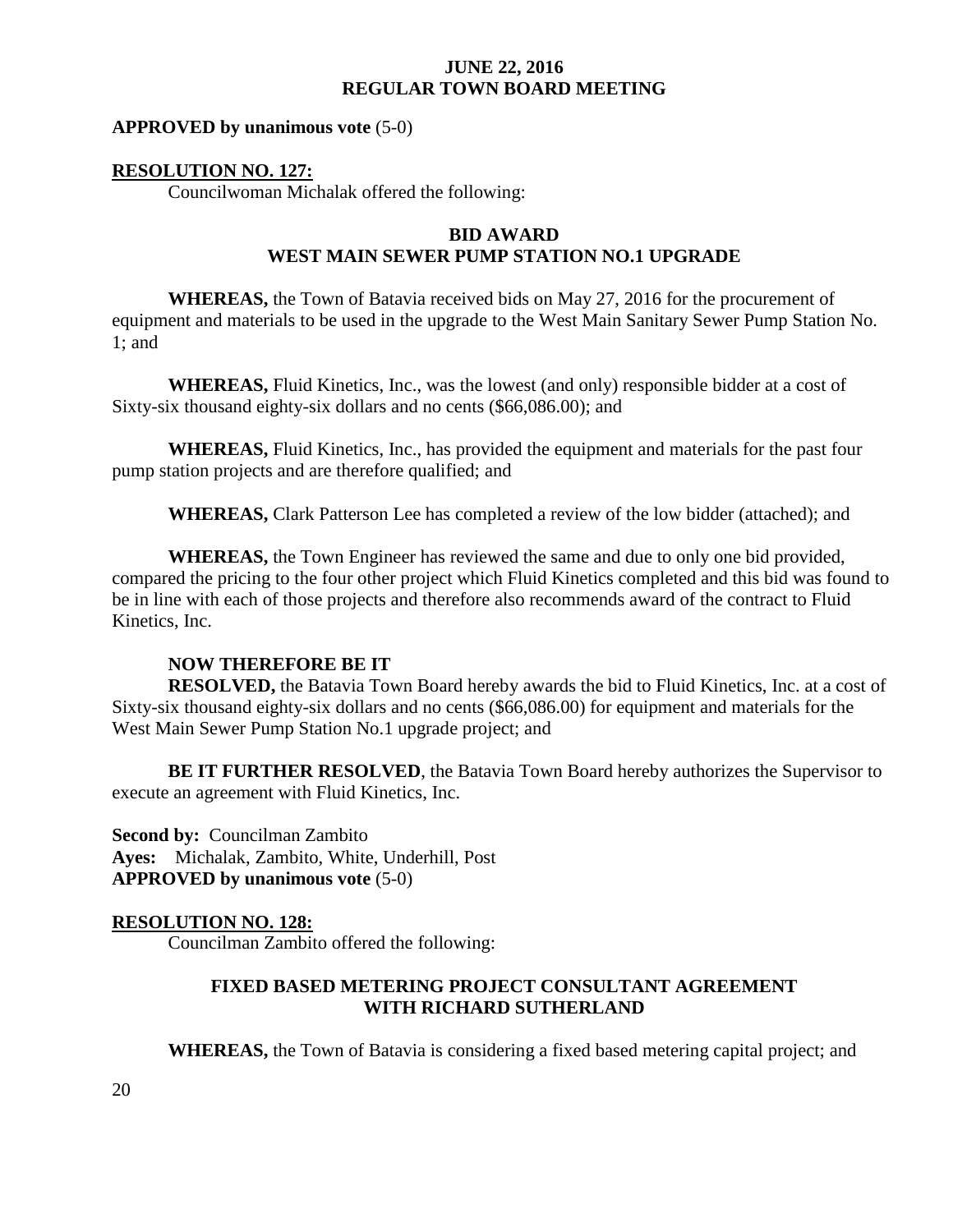**APPROVED by unanimous vote** (5-0)

**RESOLUTION NO. 127:**

Councilwoman Michalak offered the following:

**BID AWARD**
**WEST MAIN SEWER PUMP STATION NO.1 UPGRADE**

**WHEREAS,** the Town of Batavia received bids on May 27, 2016 for the procurement of equipment and materials to be used in the upgrade to the West Main Sanitary Sewer Pump Station No. 1; and

**WHEREAS,** Fluid Kinetics, Inc., was the lowest (and only) responsible bidder at a cost of Sixty-six thousand eighty-six dollars and no cents ($66,086.00); and

**WHEREAS,** Fluid Kinetics, Inc., has provided the equipment and materials for the past four pump station projects and are therefore qualified; and

**WHEREAS,** Clark Patterson Lee has completed a review of the low bidder (attached); and

**WHEREAS,** the Town Engineer has reviewed the same and due to only one bid provided, compared the pricing to the four other project which Fluid Kinetics completed and this bid was found to be in line with each of those projects and therefore also recommends award of the contract to Fluid Kinetics, Inc.

**NOW THEREFORE BE IT**

**RESOLVED,** the Batavia Town Board hereby awards the bid to Fluid Kinetics, Inc. at a cost of Sixty-six thousand eighty-six dollars and no cents ($66,086.00) for equipment and materials for the West Main Sewer Pump Station No.1 upgrade project; and

**BE IT FURTHER RESOLVED**, the Batavia Town Board hereby authorizes the Supervisor to execute an agreement with Fluid Kinetics, Inc.

**Second by:** Councilman Zambito
**Ayes:** Michalak, Zambito, White, Underhill, Post
**APPROVED by unanimous vote** (5-0)

**RESOLUTION NO. 128:**

Councilman Zambito offered the following:

**FIXED BASED METERING PROJECT CONSULTANT AGREEMENT**
**WITH RICHARD SUTHERLAND**

**WHEREAS,** the Town of Batavia is considering a fixed based metering capital project; and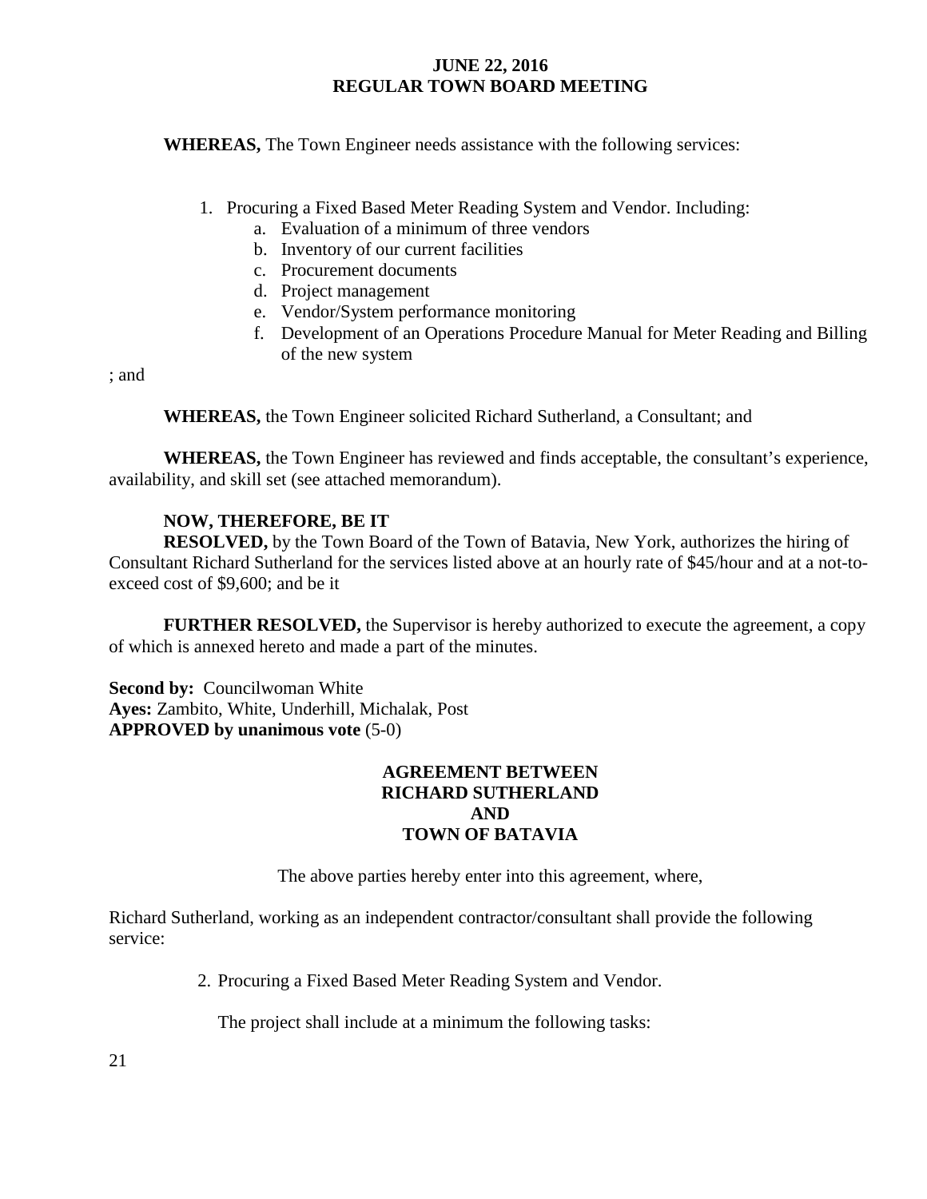**WHEREAS,** The Town Engineer needs assistance with the following services:

1. Procuring a Fixed Based Meter Reading System and Vendor. Including:
   a. Evaluation of a minimum of three vendors
   b. Inventory of our current facilities
   c. Procurement documents
   d. Project management
   e. Vendor/System performance monitoring
   f. Development of an Operations Procedure Manual for Meter Reading and Billing of the new system

; and

**WHEREAS,** the Town Engineer solicited Richard Sutherland, a Consultant; and

**WHEREAS,** the Town Engineer has reviewed and finds acceptable, the consultant's experience, availability, and skill set (see attached memorandum).

**NOW, THEREFORE, BE IT**
**RESOLVED,** by the Town Board of the Town of Batavia, New York, authorizes the hiring of Consultant Richard Sutherland for the services listed above at an hourly rate of $45/hour and at a not-to-exceed cost of $9,600; and be it

**FURTHER RESOLVED,** the Supervisor is hereby authorized to execute the agreement, a copy of which is annexed hereto and made a part of the minutes.

**Second by:** Councilwoman White
**Ayes:** Zambito, White, Underhill, Michalak, Post
**APPROVED by unanimous vote** (5-0)

**AGREEMENT BETWEEN**
**RICHARD SUTHERLAND**
**AND**
**TOWN OF BATAVIA**

The above parties hereby enter into this agreement, where,

Richard Sutherland, working as an independent contractor/consultant shall provide the following service:

2. Procuring a Fixed Based Meter Reading System and Vendor.

   The project shall include at a minimum the following tasks: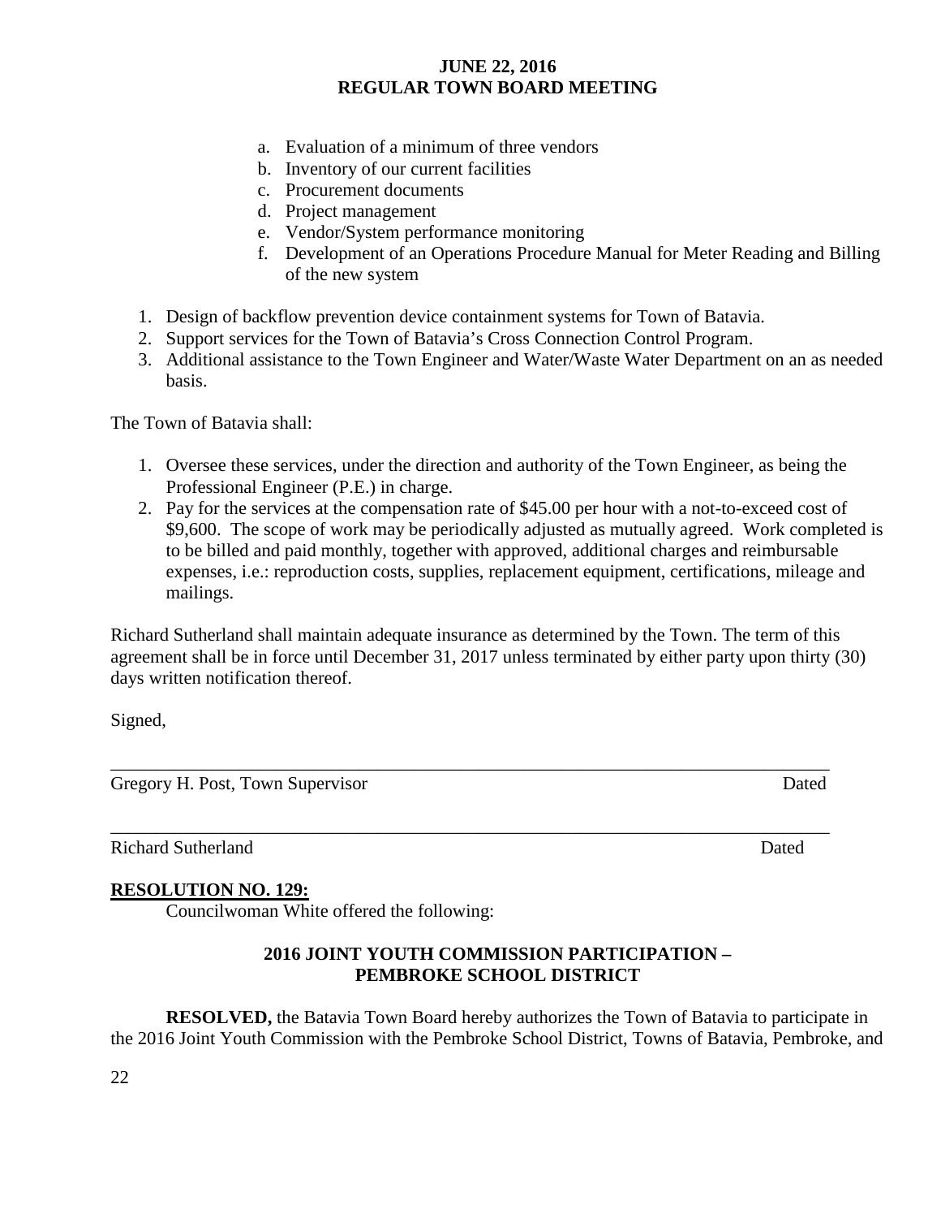a. Evaluation of a minimum of three vendors
b. Inventory of our current facilities
c. Procurement documents
d. Project management
e. Vendor/System performance monitoring
f. Development of an Operations Procedure Manual for Meter Reading and Billing of the new system

1. Design of backflow prevention device containment systems for Town of Batavia.
2. Support services for the Town of Batavia's Cross Connection Control Program.
3. Additional assistance to the Town Engineer and Water/Waste Water Department on an as needed basis.

The Town of Batavia shall:

1. Oversee these services, under the direction and authority of the Town Engineer, as being the Professional Engineer (P.E.) in charge.
2. Pay for the services at the compensation rate of $45.00 per hour with a not-to-exceed cost of $9,600. The scope of work may be periodically adjusted as mutually agreed. Work completed is to be billed and paid monthly, together with approved, additional charges and reimbursable expenses, i.e.: reproduction costs, supplies, replacement equipment, certifications, mileage and mailings.

Richard Sutherland shall maintain adequate insurance as determined by the Town. The term of this agreement shall be in force until December 31, 2017 unless terminated by either party upon thirty (30) days written notification thereof.

Signed,

_______________________________________________________________________________

Gregory H. Post, Town Supervisor                                                                                    Dated

_______________________________________________________________________________

Richard Sutherland                                                                                                        Dated

**RESOLUTION NO. 129:**

Councilwoman White offered the following:

**2016 JOINT YOUTH COMMISSION PARTICIPATION – PEMBROKE SCHOOL DISTRICT**

**RESOLVED,** the Batavia Town Board hereby authorizes the Town of Batavia to participate in the 2016 Joint Youth Commission with the Pembroke School District, Towns of Batavia, Pembroke, and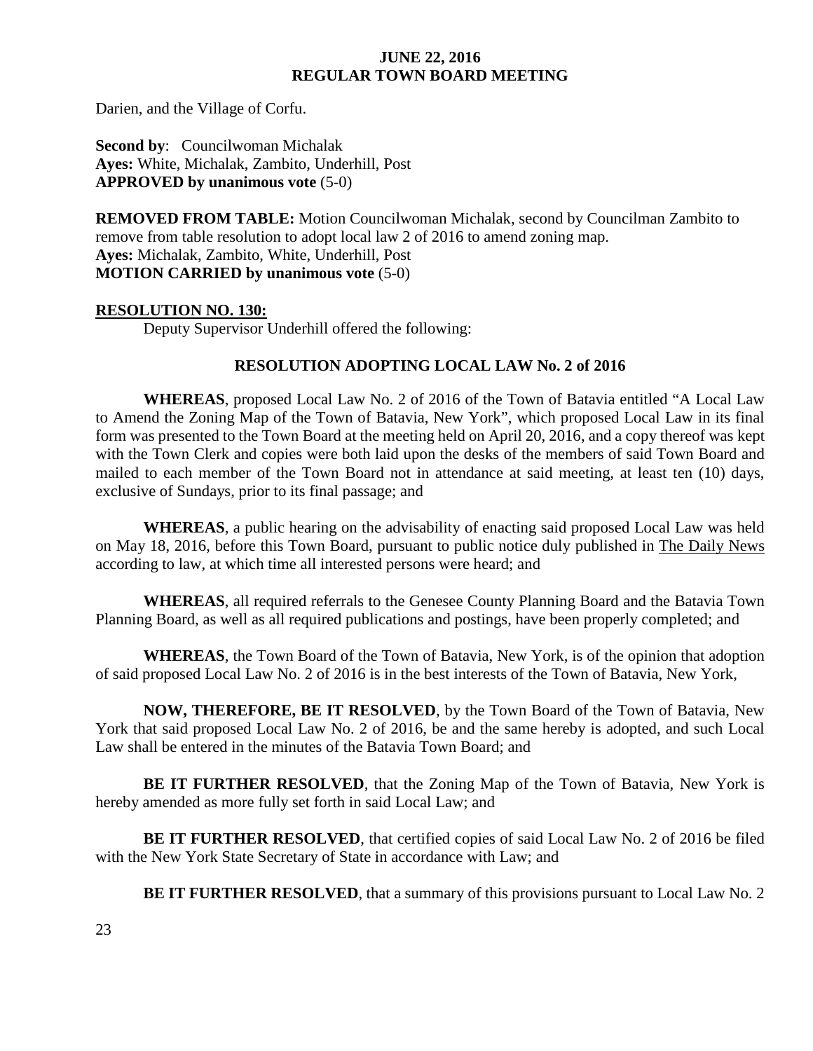Darien, and the Village of Corfu.

**Second by**: Councilwoman Michalak
**Ayes:** White, Michalak, Zambito, Underhill, Post
**APPROVED by unanimous vote** (5-0)

**REMOVED FROM TABLE:** Motion Councilwoman Michalak, second by Councilman Zambito to remove from table resolution to adopt local law 2 of 2016 to amend zoning map.
**Ayes:** Michalak, Zambito, White, Underhill, Post
**MOTION CARRIED by unanimous vote** (5-0)

**RESOLUTION NO. 130:**

Deputy Supervisor Underhill offered the following:

**RESOLUTION ADOPTING LOCAL LAW No. 2 of 2016**

**WHEREAS**, proposed Local Law No. 2 of 2016 of the Town of Batavia entitled "A Local Law to Amend the Zoning Map of the Town of Batavia, New York", which proposed Local Law in its final form was presented to the Town Board at the meeting held on April 20, 2016, and a copy thereof was kept with the Town Clerk and copies were both laid upon the desks of the members of said Town Board and mailed to each member of the Town Board not in attendance at said meeting, at least ten (10) days, exclusive of Sundays, prior to its final passage; and

**WHEREAS**, a public hearing on the advisability of enacting said proposed Local Law was held on May 18, 2016, before this Town Board, pursuant to public notice duly published in The Daily News according to law, at which time all interested persons were heard; and

**WHEREAS**, all required referrals to the Genesee County Planning Board and the Batavia Town Planning Board, as well as all required publications and postings, have been properly completed; and

**WHEREAS**, the Town Board of the Town of Batavia, New York, is of the opinion that adoption of said proposed Local Law No. 2 of 2016 is in the best interests of the Town of Batavia, New York,

**NOW, THEREFORE, BE IT RESOLVED**, by the Town Board of the Town of Batavia, New York that said proposed Local Law No. 2 of 2016, be and the same hereby is adopted, and such Local Law shall be entered in the minutes of the Batavia Town Board; and

**BE IT FURTHER RESOLVED**, that the Zoning Map of the Town of Batavia, New York is hereby amended as more fully set forth in said Local Law; and

**BE IT FURTHER RESOLVED**, that certified copies of said Local Law No. 2 of 2016 be filed with the New York State Secretary of State in accordance with Law; and

**BE IT FURTHER RESOLVED**, that a summary of this provisions pursuant to Local Law No. 2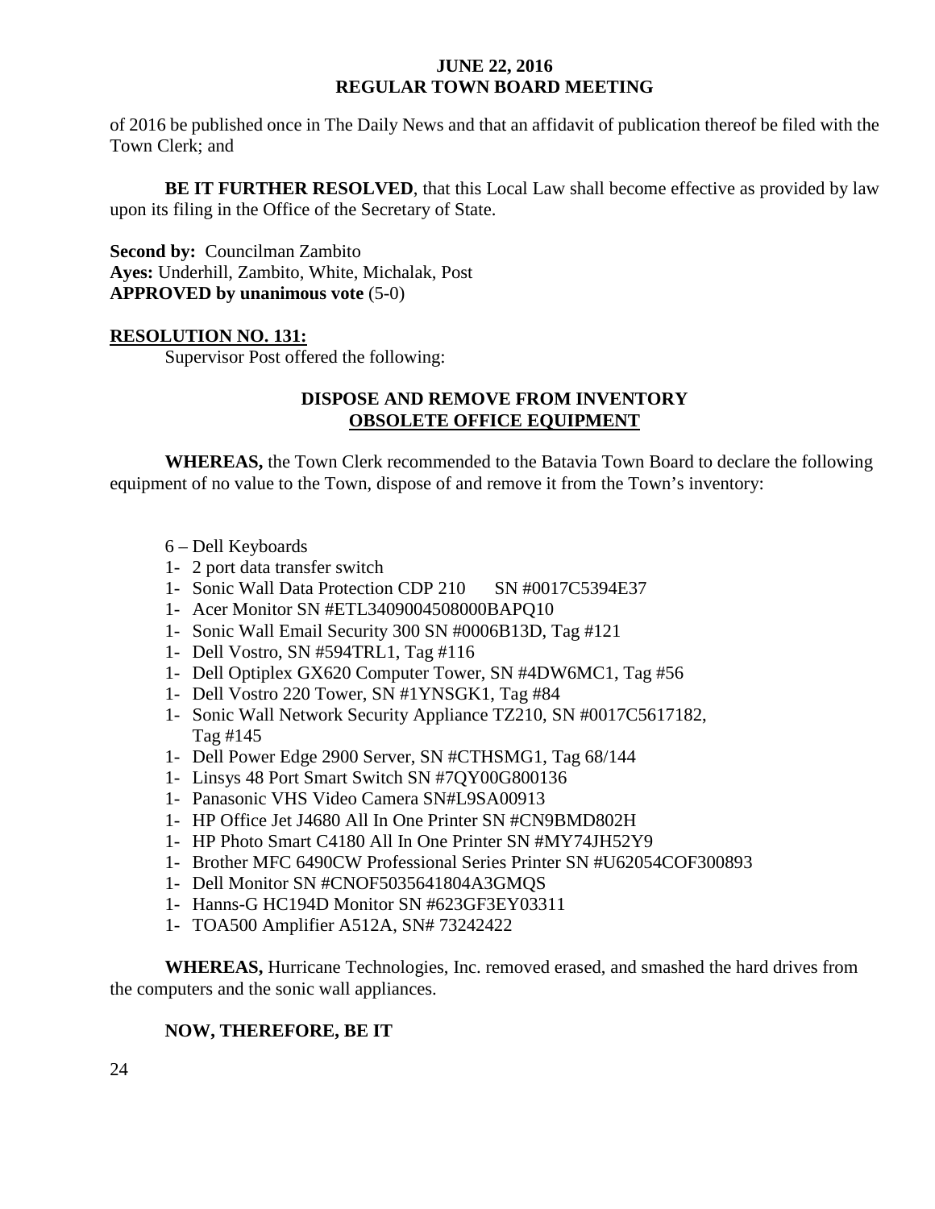of 2016 be published once in The Daily News and that an affidavit of publication thereof be filed with the Town Clerk; and

**BE IT FURTHER RESOLVED**, that this Local Law shall become effective as provided by law upon its filing in the Office of the Secretary of State.

**Second by:** Councilman Zambito
**Ayes:** Underhill, Zambito, White, Michalak, Post
**APPROVED by unanimous vote** (5-0)

**RESOLUTION NO. 131:**

Supervisor Post offered the following:

**DISPOSE AND REMOVE FROM INVENTORY**
**OBSOLETE OFFICE EQUIPMENT**

**WHEREAS,** the Town Clerk recommended to the Batavia Town Board to declare the following equipment of no value to the Town, dispose of and remove it from the Town's inventory:

6 – Dell Keyboards
1- 2 port data transfer switch
1- Sonic Wall Data Protection CDP 210 SN #0017C5394E37
1- Acer Monitor SN #ETL3409004508000BAPQ10
1- Sonic Wall Email Security 300 SN #0006B13D, Tag #121
1- Dell Vostro, SN #594TRL1, Tag #116
1- Dell Optiplex GX620 Computer Tower, SN #4DW6MC1, Tag #56
1- Dell Vostro 220 Tower, SN #1YNSGK1, Tag #84
1- Sonic Wall Network Security Appliance TZ210, SN #0017C5617182, Tag #145
1- Dell Power Edge 2900 Server, SN #CTHSMG1, Tag 68/144
1- Linsys 48 Port Smart Switch SN #7QY00G800136
1- Panasonic VHS Video Camera SN#L9SA00913
1- HP Office Jet J4680 All In One Printer SN #CN9BMD802H
1- HP Photo Smart C4180 All In One Printer SN #MY74JH52Y9
1- Brother MFC 6490CW Professional Series Printer SN #U62054COF300893
1- Dell Monitor SN #CNOF5035641804A3GMQS
1- Hanns-G HC194D Monitor SN #623GF3EY03311
1- TOA500 Amplifier A512A, SN# 73242422

**WHEREAS,** Hurricane Technologies, Inc. removed erased, and smashed the hard drives from the computers and the sonic wall appliances.

**NOW, THEREFORE, BE IT**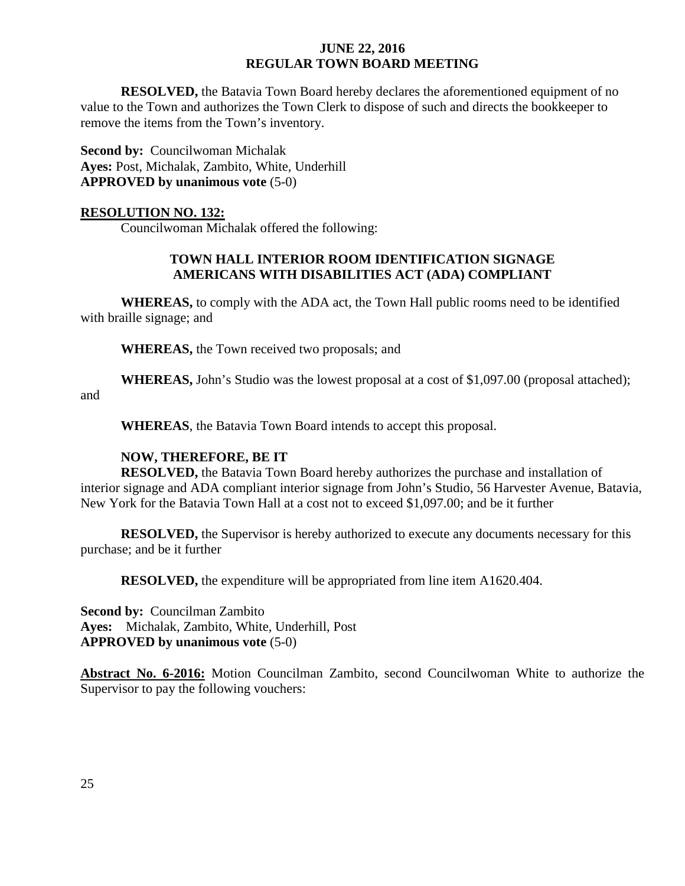**RESOLVED,** the Batavia Town Board hereby declares the aforementioned equipment of no value to the Town and authorizes the Town Clerk to dispose of such and directs the bookkeeper to remove the items from the Town's inventory.

**Second by:** Councilwoman Michalak
**Ayes:** Post, Michalak, Zambito, White, Underhill
**APPROVED by unanimous vote** (5-0)

**RESOLUTION NO. 132:**

Councilwoman Michalak offered the following:

**TOWN HALL INTERIOR ROOM IDENTIFICATION SIGNAGE AMERICANS WITH DISABILITIES ACT (ADA) COMPLIANT**

**WHEREAS,** to comply with the ADA act, the Town Hall public rooms need to be identified with braille signage; and

**WHEREAS,** the Town received two proposals; and

**WHEREAS,** John's Studio was the lowest proposal at a cost of $1,097.00 (proposal attached); and

**WHEREAS**, the Batavia Town Board intends to accept this proposal.

**NOW, THEREFORE, BE IT**

**RESOLVED,** the Batavia Town Board hereby authorizes the purchase and installation of interior signage and ADA compliant interior signage from John's Studio, 56 Harvester Avenue, Batavia, New York for the Batavia Town Hall at a cost not to exceed $1,097.00; and be it further

**RESOLVED,** the Supervisor is hereby authorized to execute any documents necessary for this purchase; and be it further

**RESOLVED,** the expenditure will be appropriated from line item A1620.404.

**Second by:** Councilman Zambito
**Ayes:** Michalak, Zambito, White, Underhill, Post
**APPROVED by unanimous vote** (5-0)

**Abstract No. 6-2016:** Motion Councilman Zambito, second Councilwoman White to authorize the Supervisor to pay the following vouchers: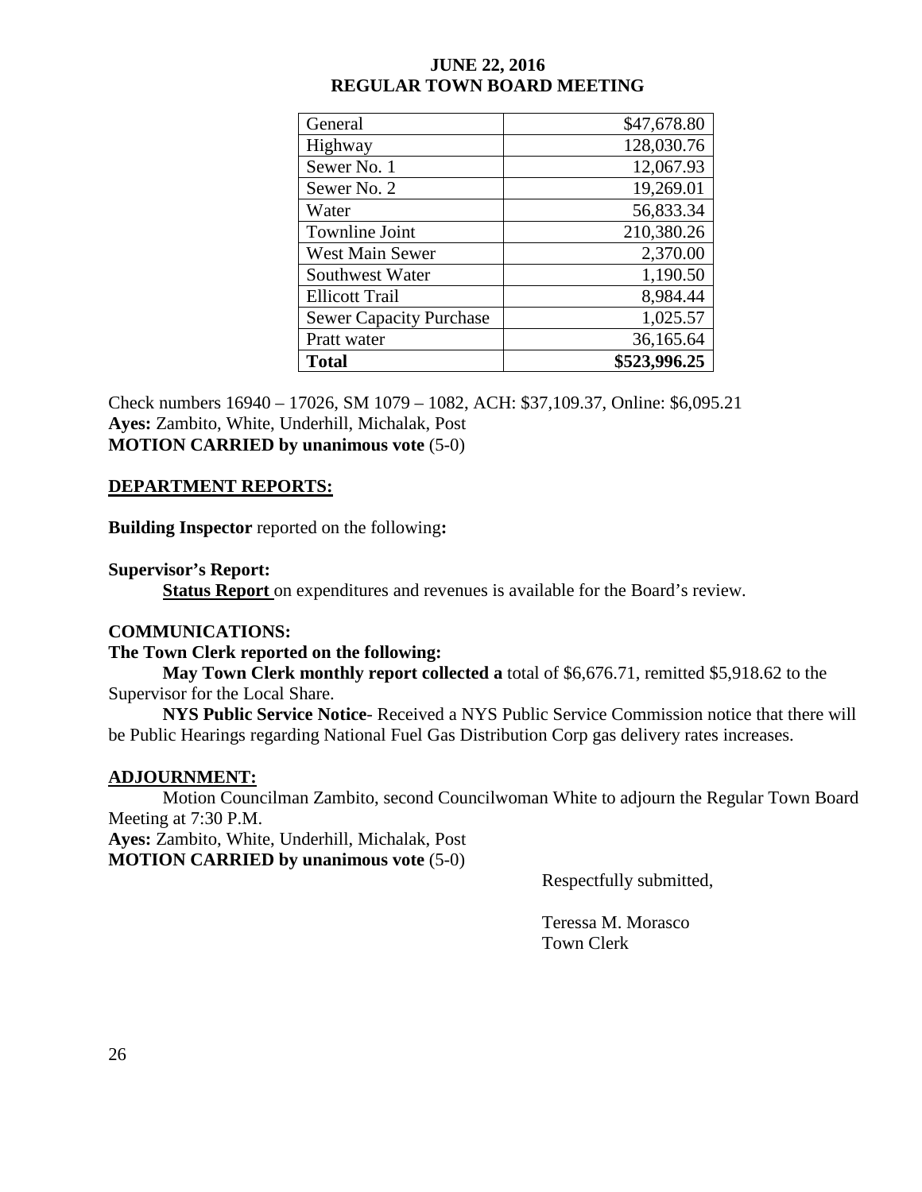| | |
|---|---|
| General | $47,678.80 |
| Highway | 128,030.76 |
| Sewer No. 1 | 12,067.93 |
| Sewer No. 2 | 19,269.01 |
| Water | 56,833.34 |
| Townline Joint | 210,380.26 |
| West Main Sewer | 2,370.00 |
| Southwest Water | 1,190.50 |
| Ellicott Trail | 8,984.44 |
| Sewer Capacity Purchase | 1,025.57 |
| Pratt water | 36,165.64 |
| **Total** | **$523,996.25** |

Check numbers 16940 – 17026, SM 1079 – 1082, ACH: $37,109.37, Online: $6,095.21
**Ayes:** Zambito, White, Underhill, Michalak, Post
**MOTION CARRIED by unanimous vote** (5-0)

## DEPARTMENT REPORTS:

**Building Inspector** reported on the following**:**

**Supervisor's Report:**

**Status Report** on expenditures and revenues is available for the Board's review.

## COMMUNICATIONS:

**The Town Clerk reported on the following:**

**May Town Clerk monthly report collected a** total of $6,676.71, remitted $5,918.62 to the Supervisor for the Local Share.

**NYS Public Service Notice**- Received a NYS Public Service Commission notice that there will be Public Hearings regarding National Fuel Gas Distribution Corp gas delivery rates increases.

## ADJOURNMENT:

Motion Councilman Zambito, second Councilwoman White to adjourn the Regular Town Board Meeting at 7:30 P.M.
**Ayes:** Zambito, White, Underhill, Michalak, Post
**MOTION CARRIED by unanimous vote** (5-0)

Respectfully submitted,

Teressa M. Morasco
Town Clerk